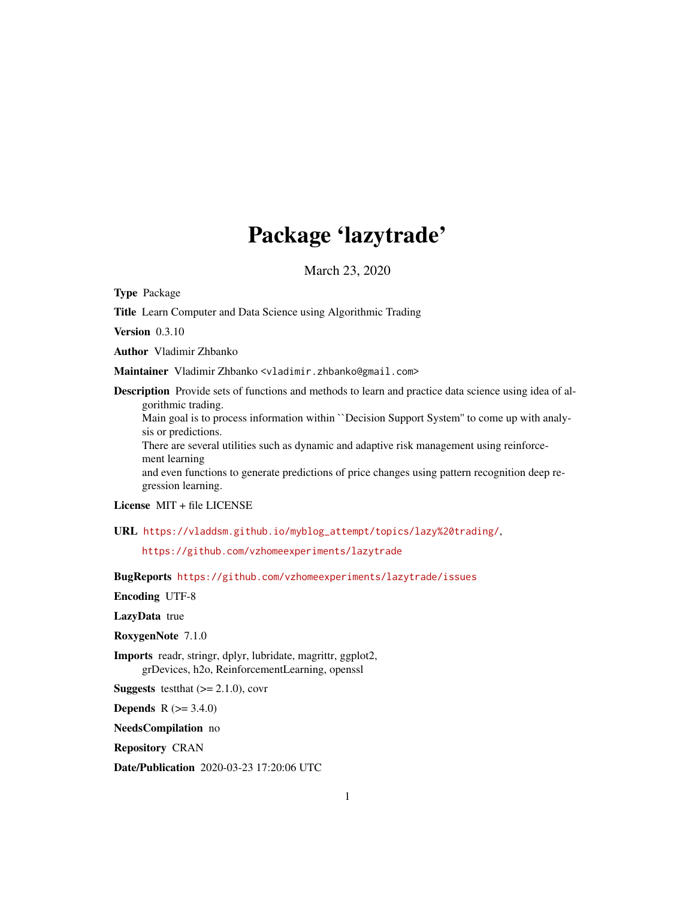# Package 'lazytrade'

March 23, 2020

**Type** Package

**Title** Learn Computer and Data Science using Algorithmic Trading

**Version** 0.3.10

**Author** Vladimir Zhbanko

**Maintainer** Vladimir Zhbanko <vladimir.zhbanko@gmail.com>

**Description** Provide sets of functions and methods to learn and practice data science using idea of algorithmic trading.
Main goal is to process information within ``Decision Support System'' to come up with analysis or predictions.
There are several utilities such as dynamic and adaptive risk management using reinforcement learning
and even functions to generate predictions of price changes using pattern recognition deep regression learning.

**License** MIT + file LICENSE

**URL** https://vladdsm.github.io/myblog_attempt/topics/lazy%20trading/,
https://github.com/vzhomeexperiments/lazytrade

**BugReports** https://github.com/vzhomeexperiments/lazytrade/issues

**Encoding** UTF-8

**LazyData** true

**RoxygenNote** 7.1.0

**Imports** readr, stringr, dplyr, lubridate, magrittr, ggplot2, grDevices, h2o, ReinforcementLearning, openssl

**Suggests** testthat (>= 2.1.0), covr

**Depends** R (>= 3.4.0)

**NeedsCompilation** no

**Repository** CRAN

**Date/Publication** 2020-03-23 17:20:06 UTC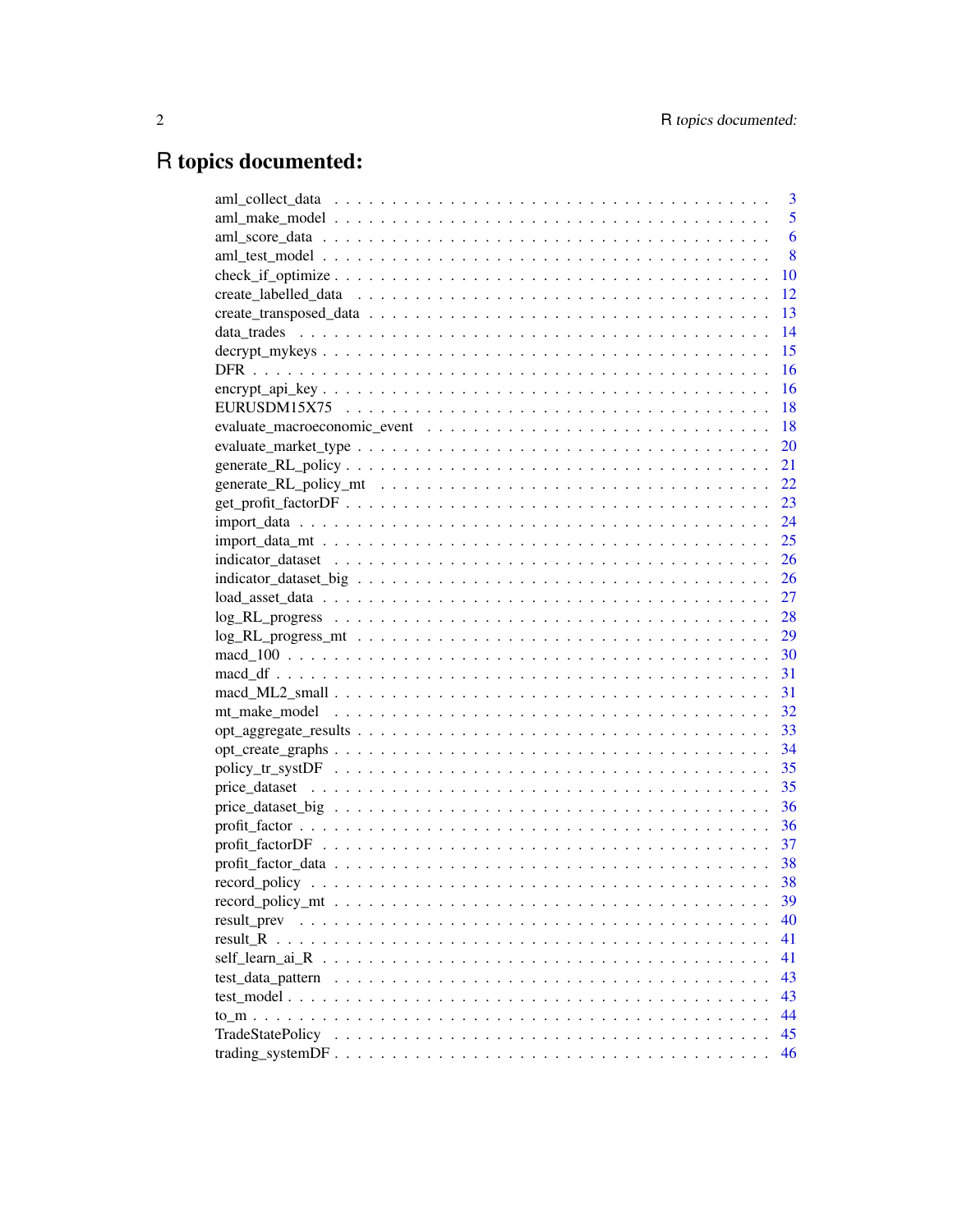# R topics documented:

aml_collect_data . . . . . . . . . . . . . . . . . . . . . . . . . . . . . . . . . . . . 3
aml_make_model . . . . . . . . . . . . . . . . . . . . . . . . . . . . . . . . . . . . 5
aml_score_data . . . . . . . . . . . . . . . . . . . . . . . . . . . . . . . . . . . . 6
aml_test_model . . . . . . . . . . . . . . . . . . . . . . . . . . . . . . . . . . . . 8
check_if_optimize . . . . . . . . . . . . . . . . . . . . . . . . . . . . . . . . . . . . 10
create_labelled_data . . . . . . . . . . . . . . . . . . . . . . . . . . . . . . . . . . . . 12
create_transposed_data . . . . . . . . . . . . . . . . . . . . . . . . . . . . . . . . . . . . 13
data_trades . . . . . . . . . . . . . . . . . . . . . . . . . . . . . . . . . . . . 14
decrypt_mykeys . . . . . . . . . . . . . . . . . . . . . . . . . . . . . . . . . . . . 15
DFR . . . . . . . . . . . . . . . . . . . . . . . . . . . . . . . . . . . . 16
encrypt_api_key . . . . . . . . . . . . . . . . . . . . . . . . . . . . . . . . . . . . 16
EURUSDM15X75 . . . . . . . . . . . . . . . . . . . . . . . . . . . . . . . . . . . . 18
evaluate_macroeconomic_event . . . . . . . . . . . . . . . . . . . . . . . . . . . . . . . . . . . . 18
evaluate_market_type . . . . . . . . . . . . . . . . . . . . . . . . . . . . . . . . . . . . 20
generate_RL_policy . . . . . . . . . . . . . . . . . . . . . . . . . . . . . . . . . . . . 21
generate_RL_policy_mt . . . . . . . . . . . . . . . . . . . . . . . . . . . . . . . . . . . . 22
get_profit_factorDF . . . . . . . . . . . . . . . . . . . . . . . . . . . . . . . . . . . . 23
import_data . . . . . . . . . . . . . . . . . . . . . . . . . . . . . . . . . . . . 24
import_data_mt . . . . . . . . . . . . . . . . . . . . . . . . . . . . . . . . . . . . 25
indicator_dataset . . . . . . . . . . . . . . . . . . . . . . . . . . . . . . . . . . . . 26
indicator_dataset_big . . . . . . . . . . . . . . . . . . . . . . . . . . . . . . . . . . . . 26
load_asset_data . . . . . . . . . . . . . . . . . . . . . . . . . . . . . . . . . . . . 27
log_RL_progress . . . . . . . . . . . . . . . . . . . . . . . . . . . . . . . . . . . . 28
log_RL_progress_mt . . . . . . . . . . . . . . . . . . . . . . . . . . . . . . . . . . . . 29
macd_100 . . . . . . . . . . . . . . . . . . . . . . . . . . . . . . . . . . . . 30
macd_df . . . . . . . . . . . . . . . . . . . . . . . . . . . . . . . . . . . . 31
macd_ML2_small . . . . . . . . . . . . . . . . . . . . . . . . . . . . . . . . . . . . 31
mt_make_model . . . . . . . . . . . . . . . . . . . . . . . . . . . . . . . . . . . . 32
opt_aggregate_results . . . . . . . . . . . . . . . . . . . . . . . . . . . . . . . . . . . . 33
opt_create_graphs . . . . . . . . . . . . . . . . . . . . . . . . . . . . . . . . . . . . 34
policy_tr_systDF . . . . . . . . . . . . . . . . . . . . . . . . . . . . . . . . . . . . 35
price_dataset . . . . . . . . . . . . . . . . . . . . . . . . . . . . . . . . . . . . 35
price_dataset_big . . . . . . . . . . . . . . . . . . . . . . . . . . . . . . . . . . . . 36
profit_factor . . . . . . . . . . . . . . . . . . . . . . . . . . . . . . . . . . . . 36
profit_factorDF . . . . . . . . . . . . . . . . . . . . . . . . . . . . . . . . . . . . 37
profit_factor_data . . . . . . . . . . . . . . . . . . . . . . . . . . . . . . . . . . . . 38
record_policy . . . . . . . . . . . . . . . . . . . . . . . . . . . . . . . . . . . . 38
record_policy_mt . . . . . . . . . . . . . . . . . . . . . . . . . . . . . . . . . . . . 39
result_prev . . . . . . . . . . . . . . . . . . . . . . . . . . . . . . . . . . . . 40
result_R . . . . . . . . . . . . . . . . . . . . . . . . . . . . . . . . . . . . 41
self_learn_ai_R . . . . . . . . . . . . . . . . . . . . . . . . . . . . . . . . . . . . 41
test_data_pattern . . . . . . . . . . . . . . . . . . . . . . . . . . . . . . . . . . . . 43
test_model . . . . . . . . . . . . . . . . . . . . . . . . . . . . . . . . . . . . 43
to_m . . . . . . . . . . . . . . . . . . . . . . . . . . . . . . . . . . . . 44
TradeStatePolicy . . . . . . . . . . . . . . . . . . . . . . . . . . . . . . . . . . . . 45
trading_systemDF . . . . . . . . . . . . . . . . . . . . . . . . . . . . . . . . . . . . 46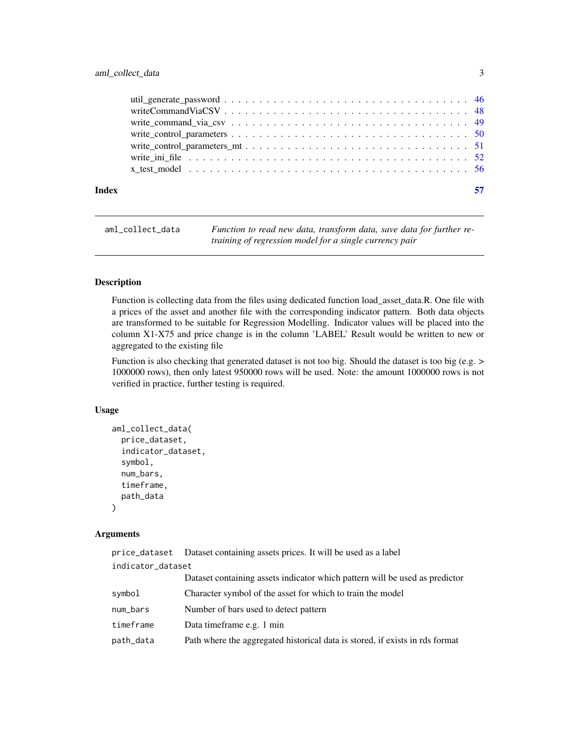util_generate_password . . . . . . . . . . . . . . . . . . . . . . . . . . . . . . . . . 46
writeCommandViaCSV . . . . . . . . . . . . . . . . . . . . . . . . . . . . . . . . . . 48
write_command_via_csv . . . . . . . . . . . . . . . . . . . . . . . . . . . . . . . . . 49
write_control_parameters . . . . . . . . . . . . . . . . . . . . . . . . . . . . . . . . 50
write_control_parameters_mt . . . . . . . . . . . . . . . . . . . . . . . . . . . . . . . 51
write_ini_file . . . . . . . . . . . . . . . . . . . . . . . . . . . . . . . . . . . . . 52
x_test_model . . . . . . . . . . . . . . . . . . . . . . . . . . . . . . . . . . . . . 56

**Index** **57**

---

## aml_collect_data

*Function to read new data, transform data, save data for further retraining of regression model for a single currency pair*

---

### Description

Function is collecting data from the files using dedicated function load_asset_data.R. One file with a prices of the asset and another file with the corresponding indicator pattern. Both data objects are transformed to be suitable for Regression Modelling. Indicator values will be placed into the column X1-X75 and price change is in the column 'LABEL' Result would be written to new or aggregated to the existing file

Function is also checking that generated dataset is not too big. Should the dataset is too big (e.g. > 1000000 rows), then only latest 950000 rows will be used. Note: the amount 1000000 rows is not verified in practice, further testing is required.

### Usage

```
aml_collect_data(
  price_dataset,
  indicator_dataset,
  symbol,
  num_bars,
  timeframe,
  path_data
)
```

### Arguments

| | |
|---|---|
| price_dataset | Dataset containing assets prices. It will be used as a label |
| indicator_dataset | Dataset containing assets indicator which pattern will be used as predictor |
| symbol | Character symbol of the asset for which to train the model |
| num_bars | Number of bars used to detect pattern |
| timeframe | Data timeframe e.g. 1 min |
| path_data | Path where the aggregated historical data is stored, if exists in rds format |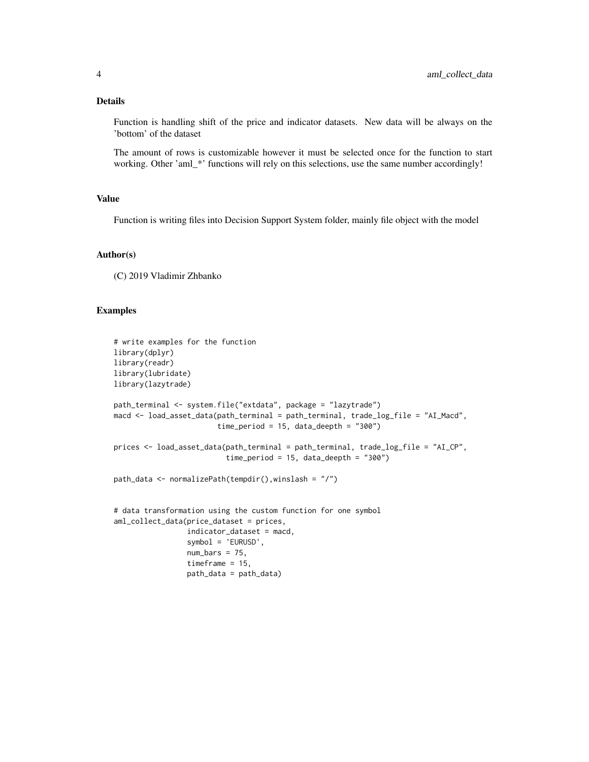### Details

Function is handling shift of the price and indicator datasets. New data will be always on the 'bottom' of the dataset

The amount of rows is customizable however it must be selected once for the function to start working. Other 'aml_*' functions will rely on this selections, use the same number accordingly!

### Value

Function is writing files into Decision Support System folder, mainly file object with the model

### Author(s)

(C) 2019 Vladimir Zhbanko

### Examples

```
# write examples for the function
library(dplyr)
library(readr)
library(lubridate)
library(lazytrade)

path_terminal <- system.file("extdata", package = "lazytrade")
macd <- load_asset_data(path_terminal = path_terminal, trade_log_file = "AI_Macd",
                        time_period = 15, data_deepth = "300")

prices <- load_asset_data(path_terminal = path_terminal, trade_log_file = "AI_CP",
                          time_period = 15, data_deepth = "300")

path_data <- normalizePath(tempdir(),winslash = "/")


# data transformation using the custom function for one symbol
aml_collect_data(price_dataset = prices,
                 indicator_dataset = macd,
                 symbol = 'EURUSD',
                 num_bars = 75,
                 timeframe = 15,
                 path_data = path_data)
```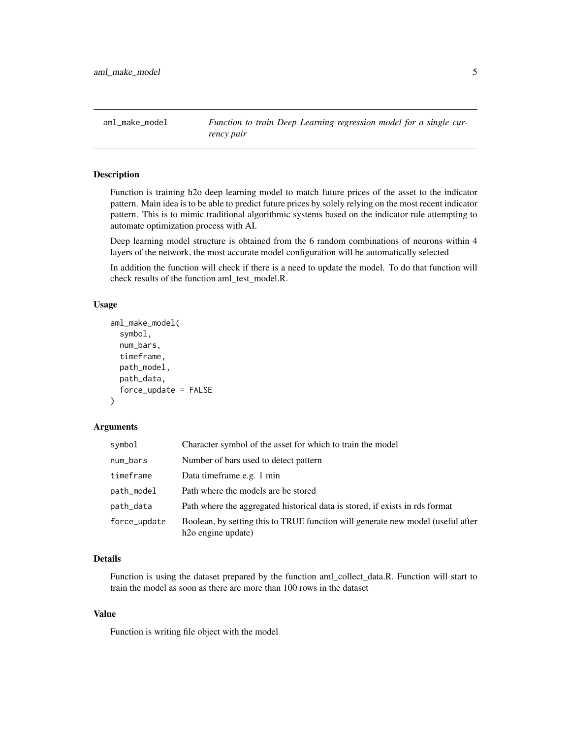# aml_make_model — *Function to train Deep Learning regression model for a single currency pair*

## Description

Function is training h2o deep learning model to match future prices of the asset to the indicator pattern. Main idea is to be able to predict future prices by solely relying on the most recent indicator pattern. This is to mimic traditional algorithmic systems based on the indicator rule attempting to automate optimization process with AI.

Deep learning model structure is obtained from the 6 random combinations of neurons within 4 layers of the network, the most accurate model configuration will be automatically selected

In addition the function will check if there is a need to update the model. To do that function will check results of the function aml_test_model.R.

## Usage

```
aml_make_model(
  symbol,
  num_bars,
  timeframe,
  path_model,
  path_data,
  force_update = FALSE
)
```

## Arguments

| | |
|---|---|
| `symbol` | Character symbol of the asset for which to train the model |
| `num_bars` | Number of bars used to detect pattern |
| `timeframe` | Data timeframe e.g. 1 min |
| `path_model` | Path where the models are be stored |
| `path_data` | Path where the aggregated historical data is stored, if exists in rds format |
| `force_update` | Boolean, by setting this to TRUE function will generate new model (useful after h2o engine update) |

## Details

Function is using the dataset prepared by the function aml_collect_data.R. Function will start to train the model as soon as there are more than 100 rows in the dataset

## Value

Function is writing file object with the model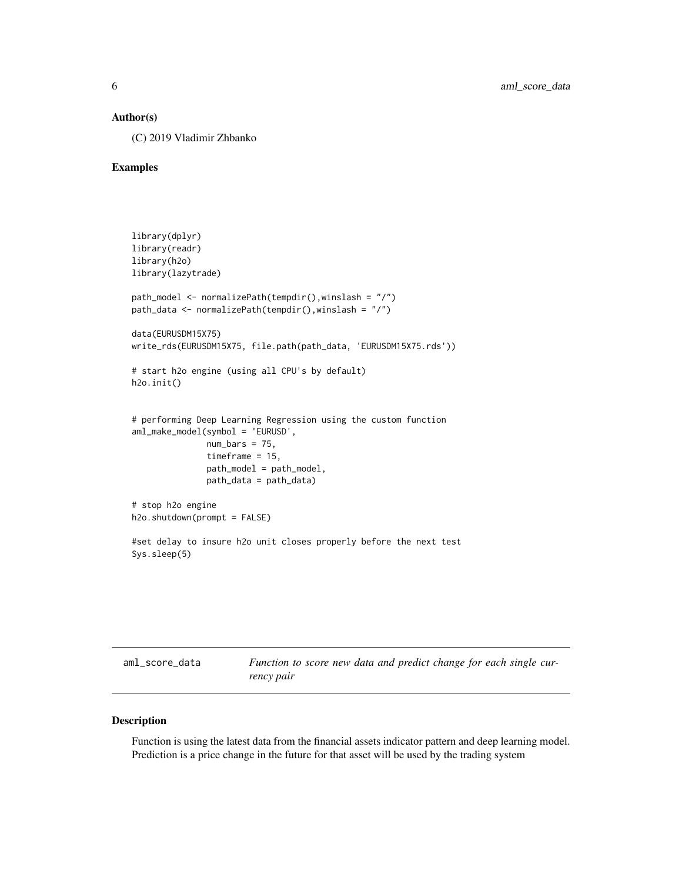## Author(s)

(C) 2019 Vladimir Zhbanko

## Examples

```
library(dplyr)
library(readr)
library(h2o)
library(lazytrade)

path_model <- normalizePath(tempdir(),winslash = "/")
path_data <- normalizePath(tempdir(),winslash = "/")

data(EURUSDM15X75)
write_rds(EURUSDM15X75, file.path(path_data, 'EURUSDM15X75.rds'))

# start h2o engine (using all CPU's by default)
h2o.init()


# performing Deep Learning Regression using the custom function
aml_make_model(symbol = 'EURUSD',
               num_bars = 75,
               timeframe = 15,
               path_model = path_model,
               path_data = path_data)

# stop h2o engine
h2o.shutdown(prompt = FALSE)

#set delay to insure h2o unit closes properly before the next test
Sys.sleep(5)
```

---

`aml_score_data` — *Function to score new data and predict change for each single currency pair*

---

## Description

Function is using the latest data from the financial assets indicator pattern and deep learning model. Prediction is a price change in the future for that asset will be used by the trading system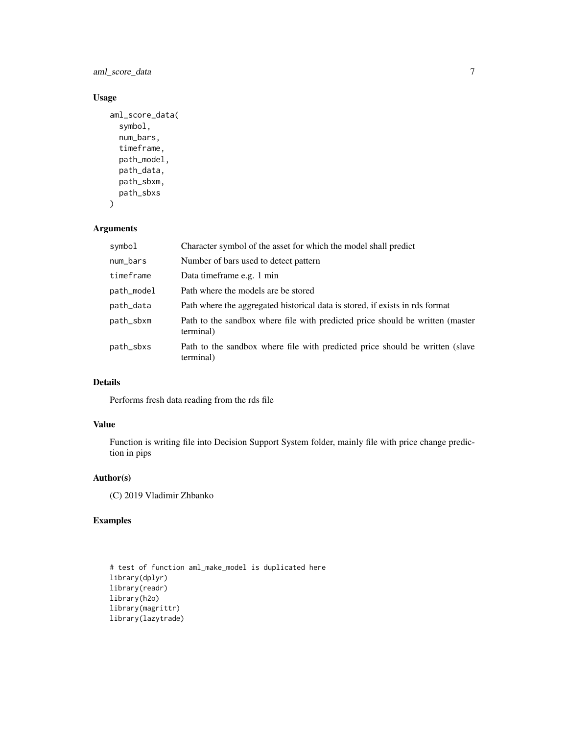## Usage

```
aml_score_data(
  symbol,
  num_bars,
  timeframe,
  path_model,
  path_data,
  path_sbxm,
  path_sbxs
)
```

## Arguments

| | |
|---|---|
| symbol | Character symbol of the asset for which the model shall predict |
| num_bars | Number of bars used to detect pattern |
| timeframe | Data timeframe e.g. 1 min |
| path_model | Path where the models are be stored |
| path_data | Path where the aggregated historical data is stored, if exists in rds format |
| path_sbxm | Path to the sandbox where file with predicted price should be written (master terminal) |
| path_sbxs | Path to the sandbox where file with predicted price should be written (slave terminal) |

## Details

Performs fresh data reading from the rds file

## Value

Function is writing file into Decision Support System folder, mainly file with price change prediction in pips

## Author(s)

(C) 2019 Vladimir Zhbanko

## Examples

```
# test of function aml_make_model is duplicated here
library(dplyr)
library(readr)
library(h2o)
library(magrittr)
library(lazytrade)
```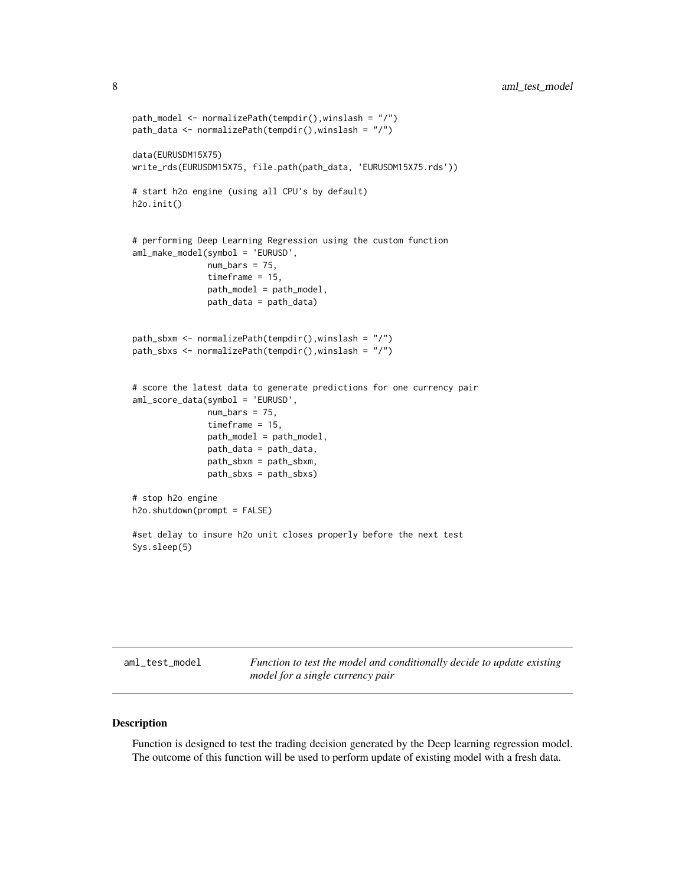```
path_model <- normalizePath(tempdir(),winslash = "/")
path_data <- normalizePath(tempdir(),winslash = "/")

data(EURUSDM15X75)
write_rds(EURUSDM15X75, file.path(path_data, 'EURUSDM15X75.rds'))

# start h2o engine (using all CPU's by default)
h2o.init()


# performing Deep Learning Regression using the custom function
aml_make_model(symbol = 'EURUSD',
               num_bars = 75,
               timeframe = 15,
               path_model = path_model,
               path_data = path_data)


path_sbxm <- normalizePath(tempdir(),winslash = "/")
path_sbxs <- normalizePath(tempdir(),winslash = "/")


# score the latest data to generate predictions for one currency pair
aml_score_data(symbol = 'EURUSD',
               num_bars = 75,
               timeframe = 15,
               path_model = path_model,
               path_data = path_data,
               path_sbxm = path_sbxm,
               path_sbxs = path_sbxs)

# stop h2o engine
h2o.shutdown(prompt = FALSE)

#set delay to insure h2o unit closes properly before the next test
Sys.sleep(5)
```

---

aml_test_model — *Function to test the model and conditionally decide to update existing model for a single currency pair*

---

## Description

Function is designed to test the trading decision generated by the Deep learning regression model. The outcome of this function will be used to perform update of existing model with a fresh data.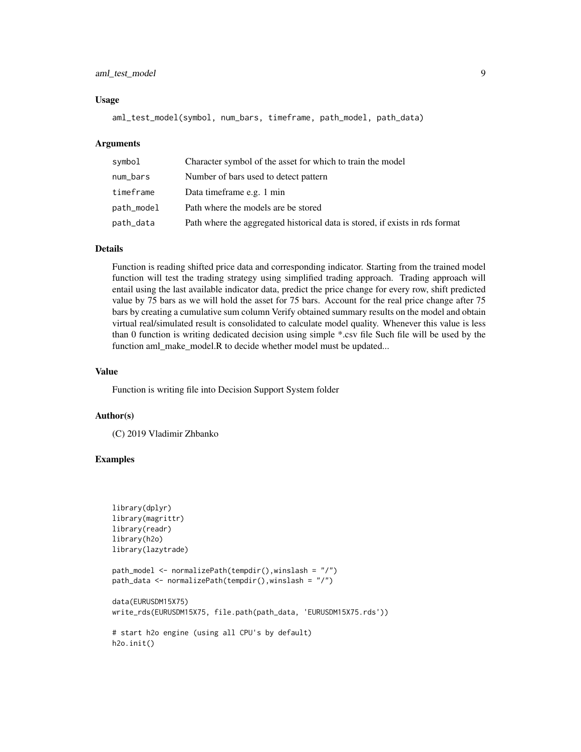## Usage

```
aml_test_model(symbol, num_bars, timeframe, path_model, path_data)
```

## Arguments

| | |
|---|---|
| symbol | Character symbol of the asset for which to train the model |
| num_bars | Number of bars used to detect pattern |
| timeframe | Data timeframe e.g. 1 min |
| path_model | Path where the models are be stored |
| path_data | Path where the aggregated historical data is stored, if exists in rds format |

## Details

Function is reading shifted price data and corresponding indicator. Starting from the trained model function will test the trading strategy using simplified trading approach. Trading approach will entail using the last available indicator data, predict the price change for every row, shift predicted value by 75 bars as we will hold the asset for 75 bars. Account for the real price change after 75 bars by creating a cumulative sum column Verify obtained summary results on the model and obtain virtual real/simulated result is consolidated to calculate model quality. Whenever this value is less than 0 function is writing dedicated decision using simple *.csv file Such file will be used by the function aml_make_model.R to decide whether model must be updated...

## Value

Function is writing file into Decision Support System folder

## Author(s)

(C) 2019 Vladimir Zhbanko

## Examples

```
library(dplyr)
library(magrittr)
library(readr)
library(h2o)
library(lazytrade)

path_model <- normalizePath(tempdir(),winslash = "/")
path_data <- normalizePath(tempdir(),winslash = "/")

data(EURUSDM15X75)
write_rds(EURUSDM15X75, file.path(path_data, 'EURUSDM15X75.rds'))

# start h2o engine (using all CPU's by default)
h2o.init()
```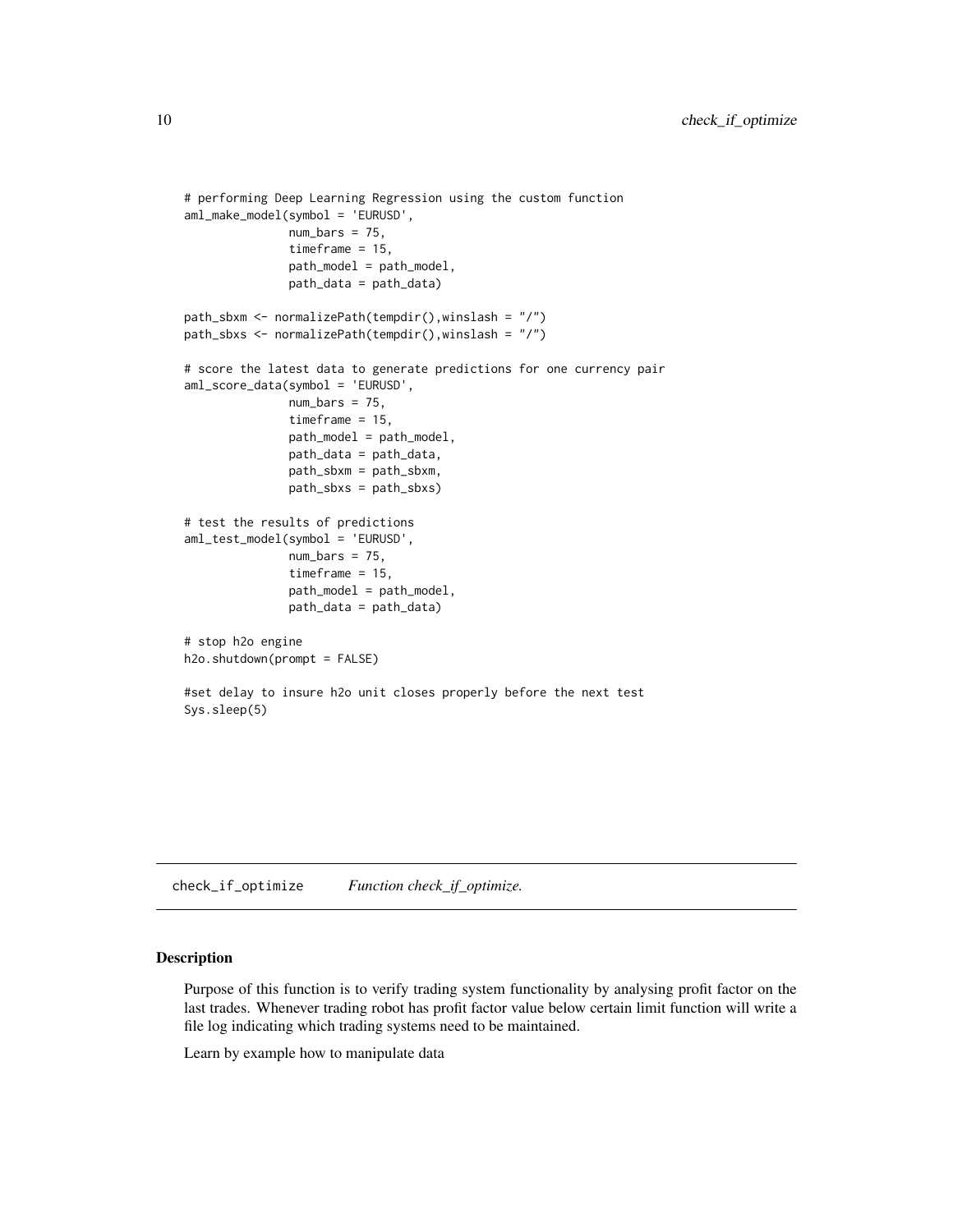```
# performing Deep Learning Regression using the custom function
aml_make_model(symbol = 'EURUSD',
               num_bars = 75,
               timeframe = 15,
               path_model = path_model,
               path_data = path_data)

path_sbxm <- normalizePath(tempdir(),winslash = "/")
path_sbxs <- normalizePath(tempdir(),winslash = "/")

# score the latest data to generate predictions for one currency pair
aml_score_data(symbol = 'EURUSD',
               num_bars = 75,
               timeframe = 15,
               path_model = path_model,
               path_data = path_data,
               path_sbxm = path_sbxm,
               path_sbxs = path_sbxs)

# test the results of predictions
aml_test_model(symbol = 'EURUSD',
               num_bars = 75,
               timeframe = 15,
               path_model = path_model,
               path_data = path_data)

# stop h2o engine
h2o.shutdown(prompt = FALSE)

#set delay to insure h2o unit closes properly before the next test
Sys.sleep(5)
```

## check_if_optimize *Function check_if_optimize.*

### Description

Purpose of this function is to verify trading system functionality by analysing profit factor on the last trades. Whenever trading robot has profit factor value below certain limit function will write a file log indicating which trading systems need to be maintained.

Learn by example how to manipulate data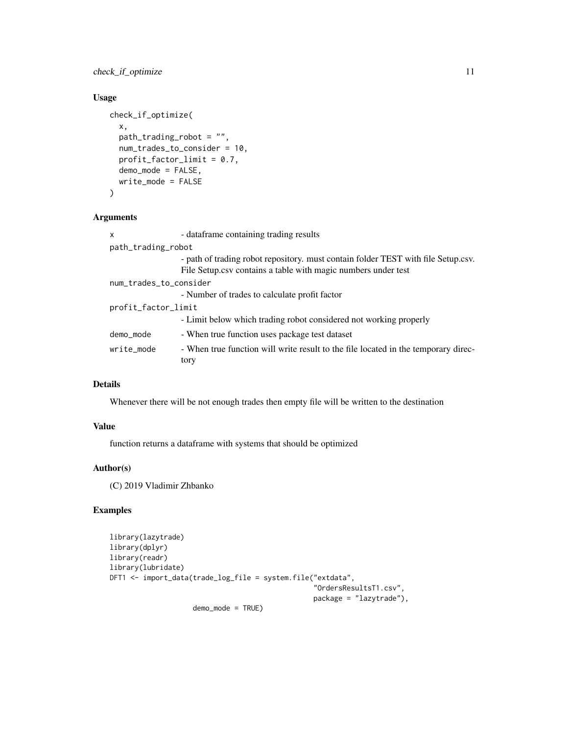### Usage

```
check_if_optimize(
  x,
  path_trading_robot = "",
  num_trades_to_consider = 10,
  profit_factor_limit = 0.7,
  demo_mode = FALSE,
  write_mode = FALSE
)
```

### Arguments

| | |
|---|---|
| x | - dataframe containing trading results |
| path_trading_robot | - path of trading robot repository. must contain folder TEST with file Setup.csv. File Setup.csv contains a table with magic numbers under test |
| num_trades_to_consider | - Number of trades to calculate profit factor |
| profit_factor_limit | - Limit below which trading robot considered not working properly |
| demo_mode | - When true function uses package test dataset |
| write_mode | - When true function will write result to the file located in the temporary directory |

### Details

Whenever there will be not enough trades then empty file will be written to the destination

### Value

function returns a dataframe with systems that should be optimized

### Author(s)

(C) 2019 Vladimir Zhbanko

### Examples

```
library(lazytrade)
library(dplyr)
library(readr)
library(lubridate)
DFT1 <- import_data(trade_log_file = system.file("extdata",
                                                 "OrdersResultsT1.csv",
                                                 package = "lazytrade"),
                    demo_mode = TRUE)
```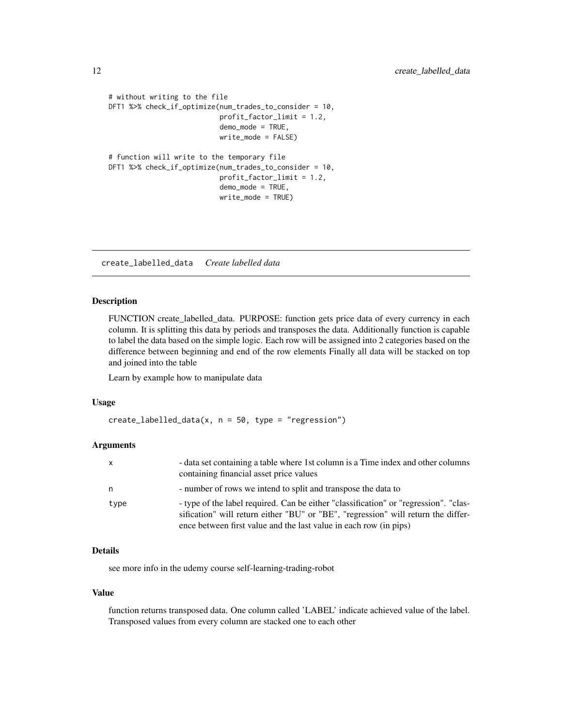```
# without writing to the file
DFT1 %>% check_if_optimize(num_trades_to_consider = 10,
                           profit_factor_limit = 1.2,
                           demo_mode = TRUE,
                           write_mode = FALSE)

# function will write to the temporary file
DFT1 %>% check_if_optimize(num_trades_to_consider = 10,
                           profit_factor_limit = 1.2,
                           demo_mode = TRUE,
                           write_mode = TRUE)
```

---

## create_labelled_data *Create labelled data*

---

### Description

FUNCTION create_labelled_data. PURPOSE: function gets price data of every currency in each column. It is splitting this data by periods and transposes the data. Additionally function is capable to label the data based on the simple logic. Each row will be assigned into 2 categories based on the difference between beginning and end of the row elements Finally all data will be stacked on top and joined into the table

Learn by example how to manipulate data

### Usage

```
create_labelled_data(x, n = 50, type = "regression")
```

### Arguments

| | |
|---|---|
| x | - data set containing a table where 1st column is a Time index and other columns containing financial asset price values |
| n | - number of rows we intend to split and transpose the data to |
| type | - type of the label required. Can be either "classification" or "regression". "classification" will return either "BU" or "BE", "regression" will return the difference between first value and the last value in each row (in pips) |

### Details

see more info in the udemy course self-learning-trading-robot

### Value

function returns transposed data. One column called 'LABEL' indicate achieved value of the label. Transposed values from every column are stacked one to each other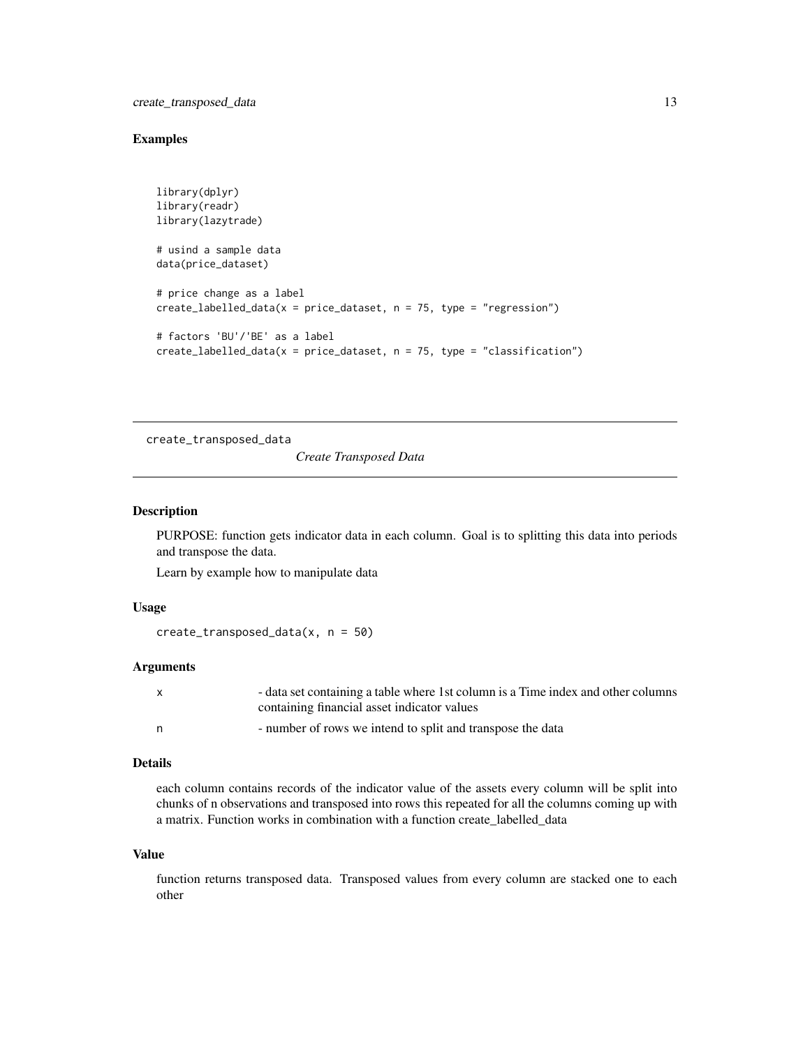### Examples

```
library(dplyr)
library(readr)
library(lazytrade)

# usind a sample data
data(price_dataset)

# price change as a label
create_labelled_data(x = price_dataset, n = 75, type = "regression")

# factors 'BU'/'BE' as a label
create_labelled_data(x = price_dataset, n = 75, type = "classification")
```

---

## create_transposed_data — *Create Transposed Data*

---

### Description

PURPOSE: function gets indicator data in each column. Goal is to splitting this data into periods and transpose the data.

Learn by example how to manipulate data

### Usage

```
create_transposed_data(x, n = 50)
```

### Arguments

| | |
|---|---|
| x | - data set containing a table where 1st column is a Time index and other columns containing financial asset indicator values |
| n | - number of rows we intend to split and transpose the data |

### Details

each column contains records of the indicator value of the assets every column will be split into chunks of n observations and transposed into rows this repeated for all the columns coming up with a matrix. Function works in combination with a function create_labelled_data

### Value

function returns transposed data. Transposed values from every column are stacked one to each other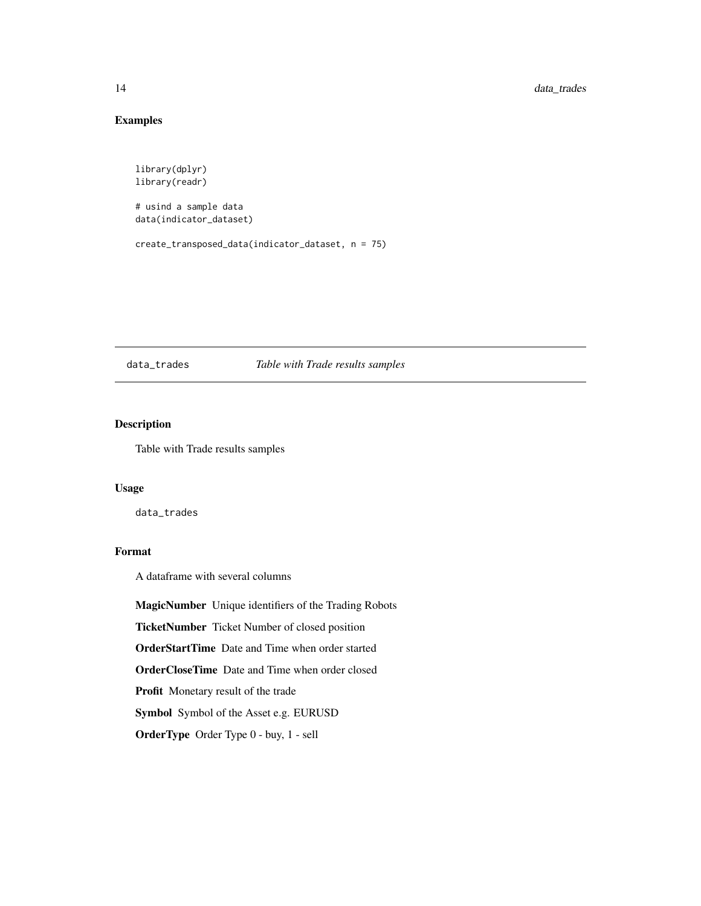## Examples

```
library(dplyr)
library(readr)

# usind a sample data
data(indicator_dataset)

create_transposed_data(indicator_dataset, n = 75)
```

---

# data_trades    *Table with Trade results samples*

---

### Description

Table with Trade results samples

### Usage

```
data_trades
```

### Format

A dataframe with several columns

**MagicNumber** Unique identifiers of the Trading Robots

**TicketNumber** Ticket Number of closed position

**OrderStartTime** Date and Time when order started

**OrderCloseTime** Date and Time when order closed

**Profit** Monetary result of the trade

**Symbol** Symbol of the Asset e.g. EURUSD

**OrderType** Order Type 0 - buy, 1 - sell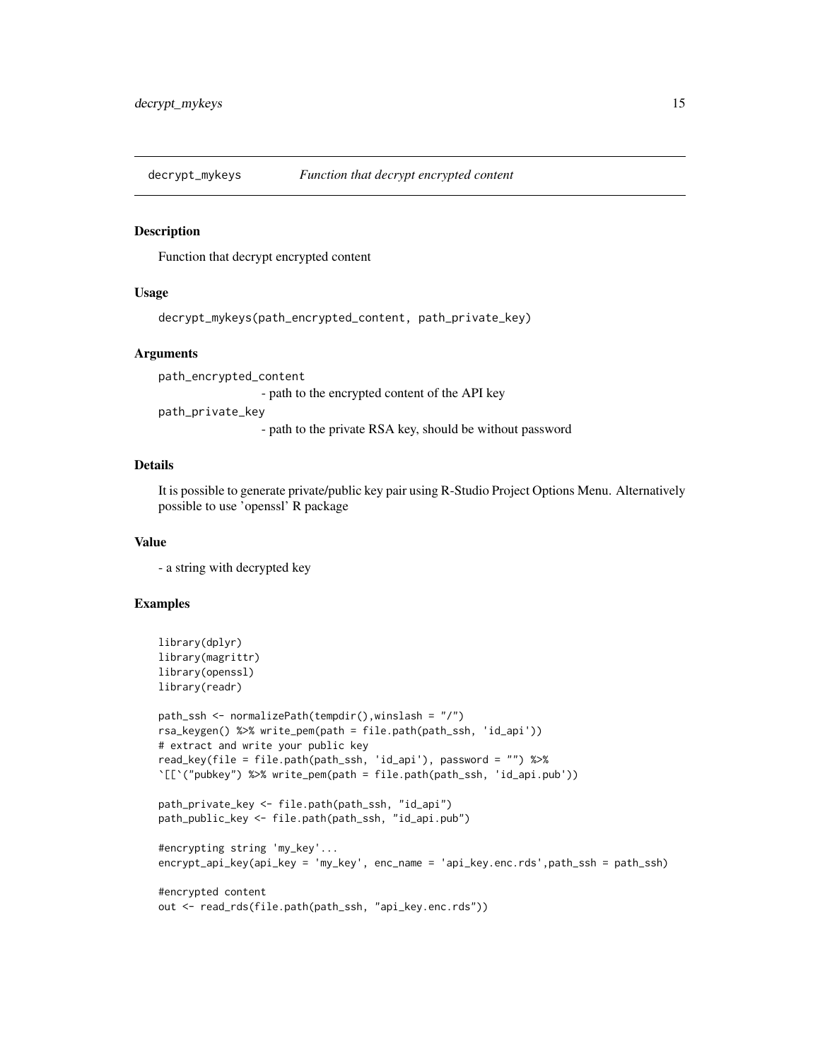## decrypt_mykeys *Function that decrypt encrypted content*

### Description

Function that decrypt encrypted content

### Usage

```
decrypt_mykeys(path_encrypted_content, path_private_key)
```

### Arguments

path_encrypted_content
: - path to the encrypted content of the API key

path_private_key
: - path to the private RSA key, should be without password

### Details

It is possible to generate private/public key pair using R-Studio Project Options Menu. Alternatively possible to use 'openssl' R package

### Value

- a string with decrypted key

### Examples

```
library(dplyr)
library(magrittr)
library(openssl)
library(readr)

path_ssh <- normalizePath(tempdir(),winslash = "/")
rsa_keygen() %>% write_pem(path = file.path(path_ssh, 'id_api'))
# extract and write your public key
read_key(file = file.path(path_ssh, 'id_api'), password = "") %>%
`[[`("pubkey") %>% write_pem(path = file.path(path_ssh, 'id_api.pub'))

path_private_key <- file.path(path_ssh, "id_api")
path_public_key <- file.path(path_ssh, "id_api.pub")

#encrypting string 'my_key'...
encrypt_api_key(api_key = 'my_key', enc_name = 'api_key.enc.rds',path_ssh = path_ssh)

#encrypted content
out <- read_rds(file.path(path_ssh, "api_key.enc.rds"))
```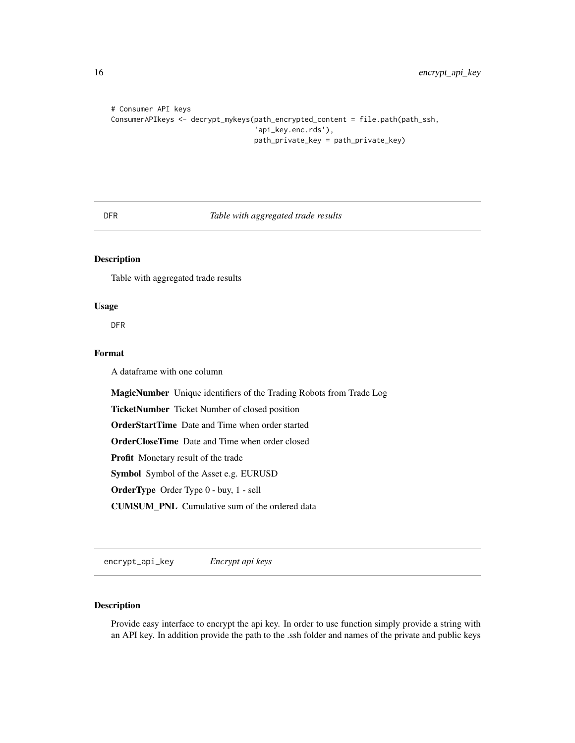```
# Consumer API keys
ConsumerAPIkeys <- decrypt_mykeys(path_encrypted_content = file.path(path_ssh,
                                  'api_key.enc.rds'),
                                  path_private_key = path_private_key)
```

## DFR — *Table with aggregated trade results*

### Description

Table with aggregated trade results

### Usage

```
DFR
```

### Format

A dataframe with one column

**MagicNumber** Unique identifiers of the Trading Robots from Trade Log

**TicketNumber** Ticket Number of closed position

**OrderStartTime** Date and Time when order started

**OrderCloseTime** Date and Time when order closed

**Profit** Monetary result of the trade

**Symbol** Symbol of the Asset e.g. EURUSD

**OrderType** Order Type 0 - buy, 1 - sell

**CUMSUM_PNL** Cumulative sum of the ordered data

## encrypt_api_key — *Encrypt api keys*

### Description

Provide easy interface to encrypt the api key. In order to use function simply provide a string with an API key. In addition provide the path to the .ssh folder and names of the private and public keys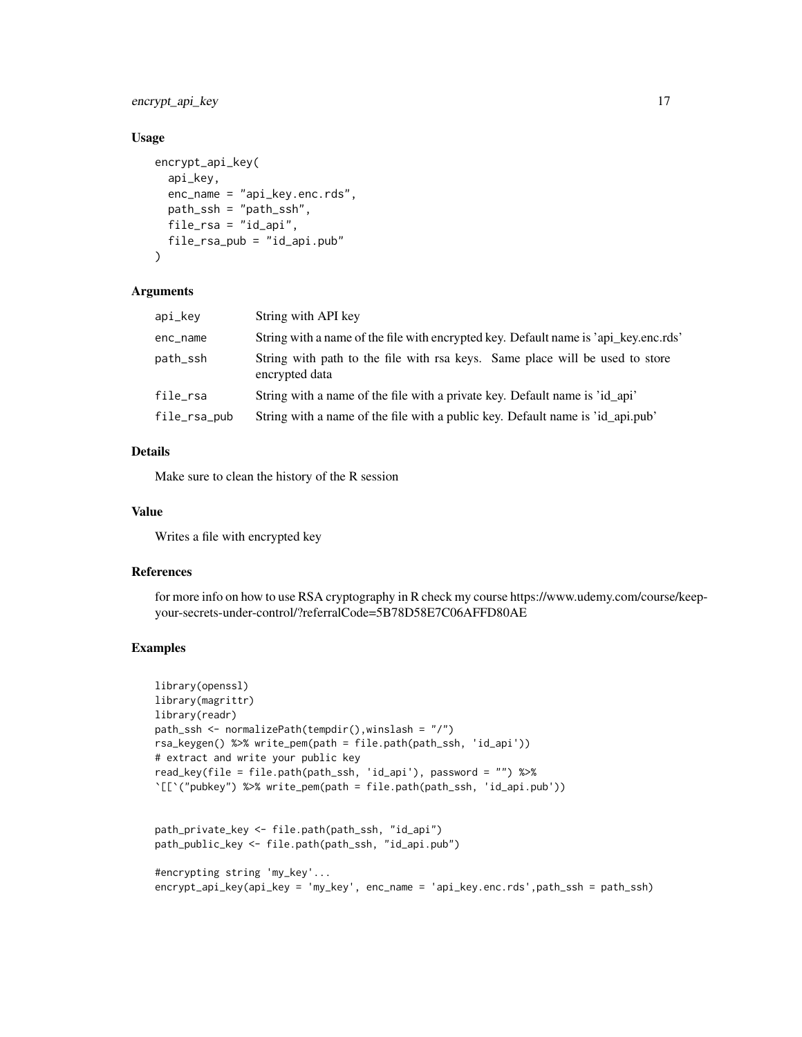### Usage

```
encrypt_api_key(
  api_key,
  enc_name = "api_key.enc.rds",
  path_ssh = "path_ssh",
  file_rsa = "id_api",
  file_rsa_pub = "id_api.pub"
)
```

### Arguments

| | |
|---|---|
| api_key | String with API key |
| enc_name | String with a name of the file with encrypted key. Default name is 'api_key.enc.rds' |
| path_ssh | String with path to the file with rsa keys. Same place will be used to store encrypted data |
| file_rsa | String with a name of the file with a private key. Default name is 'id_api' |
| file_rsa_pub | String with a name of the file with a public key. Default name is 'id_api.pub' |

### Details

Make sure to clean the history of the R session

### Value

Writes a file with encrypted key

### References

for more info on how to use RSA cryptography in R check my course https://www.udemy.com/course/keep-your-secrets-under-control/?referralCode=5B78D58E7C06AFFD80AE

### Examples

```
library(openssl)
library(magrittr)
library(readr)
path_ssh <- normalizePath(tempdir(),winslash = "/")
rsa_keygen() %>% write_pem(path = file.path(path_ssh, 'id_api'))
# extract and write your public key
read_key(file = file.path(path_ssh, 'id_api'), password = "") %>%
`[[`("pubkey") %>% write_pem(path = file.path(path_ssh, 'id_api.pub'))


path_private_key <- file.path(path_ssh, "id_api")
path_public_key <- file.path(path_ssh, "id_api.pub")

#encrypting string 'my_key'...
encrypt_api_key(api_key = 'my_key', enc_name = 'api_key.enc.rds',path_ssh = path_ssh)
```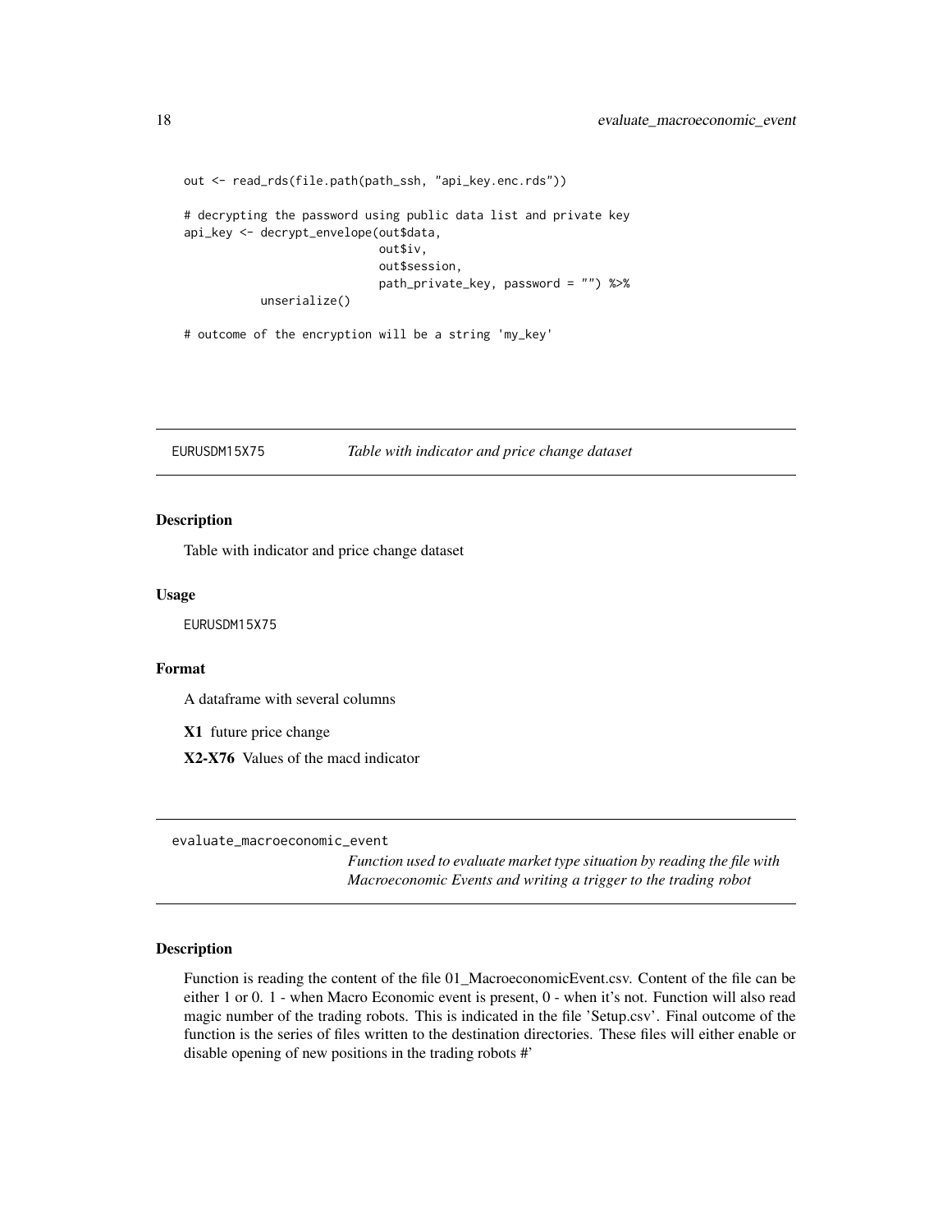```
out <- read_rds(file.path(path_ssh, "api_key.enc.rds"))

# decrypting the password using public data list and private key
api_key <- decrypt_envelope(out$data,
                            out$iv,
                            out$session,
                            path_private_key, password = "") %>%
           unserialize()

# outcome of the encryption will be a string 'my_key'
```

## EURUSDM15X75 *Table with indicator and price change dataset*

### Description

Table with indicator and price change dataset

### Usage

EURUSDM15X75

### Format

A dataframe with several columns

**X1** future price change

**X2-X76** Values of the macd indicator

## evaluate_macroeconomic_event *Function used to evaluate market type situation by reading the file with Macroeconomic Events and writing a trigger to the trading robot*

### Description

Function is reading the content of the file 01_MacroeconomicEvent.csv. Content of the file can be either 1 or 0. 1 - when Macro Economic event is present, 0 - when it's not. Function will also read magic number of the trading robots. This is indicated in the file 'Setup.csv'. Final outcome of the function is the series of files written to the destination directories. These files will either enable or disable opening of new positions in the trading robots #'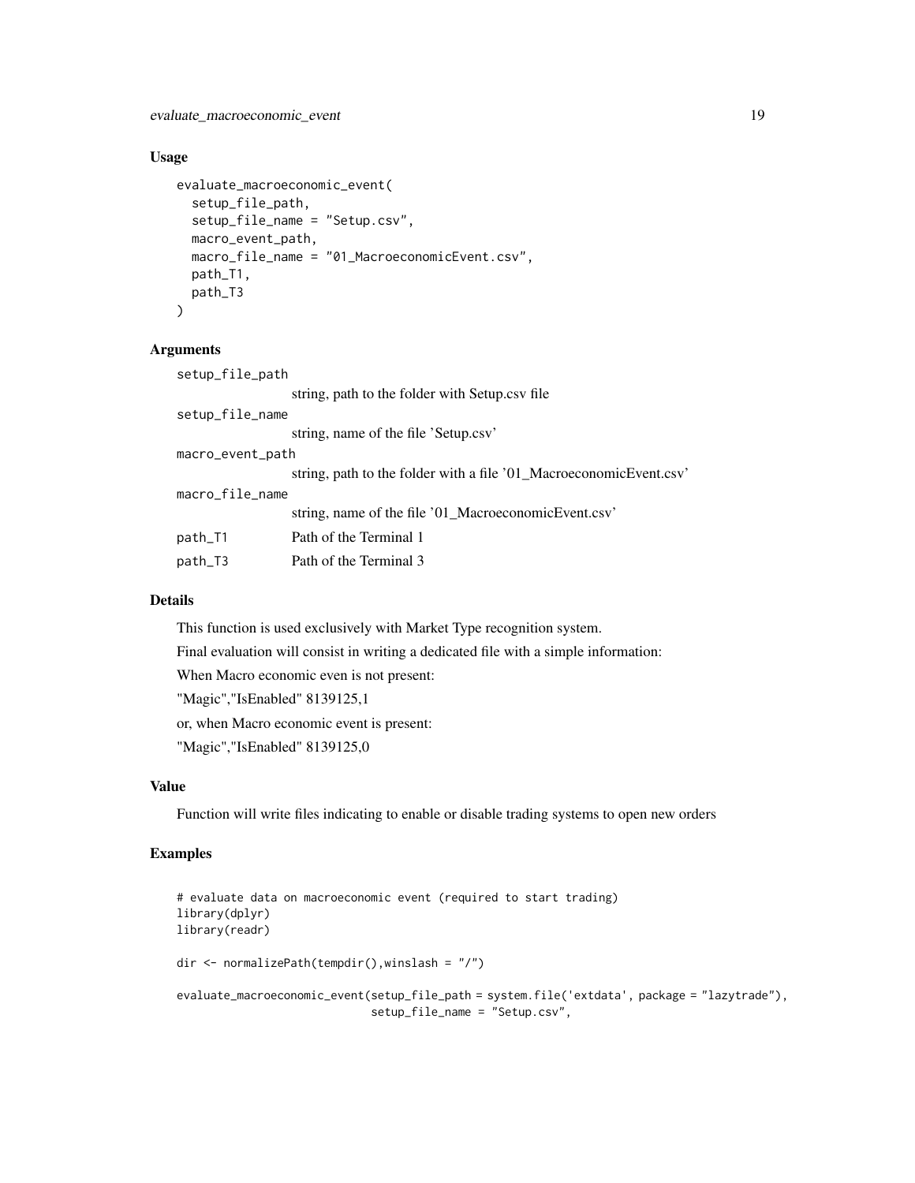### Usage

```
evaluate_macroeconomic_event(
  setup_file_path,
  setup_file_name = "Setup.csv",
  macro_event_path,
  macro_file_name = "01_MacroeconomicEvent.csv",
  path_T1,
  path_T3
)
```

### Arguments

| | |
|---|---|
| setup_file_path | string, path to the folder with Setup.csv file |
| setup_file_name | string, name of the file 'Setup.csv' |
| macro_event_path | string, path to the folder with a file '01_MacroeconomicEvent.csv' |
| macro_file_name | string, name of the file '01_MacroeconomicEvent.csv' |
| path_T1 | Path of the Terminal 1 |
| path_T3 | Path of the Terminal 3 |

### Details

This function is used exclusively with Market Type recognition system.

Final evaluation will consist in writing a dedicated file with a simple information:

When Macro economic even is not present:

"Magic","IsEnabled" 8139125,1

or, when Macro economic event is present:

"Magic","IsEnabled" 8139125,0

### Value

Function will write files indicating to enable or disable trading systems to open new orders

### Examples

```
# evaluate data on macroeconomic event (required to start trading)
library(dplyr)
library(readr)

dir <- normalizePath(tempdir(),winslash = "/")

evaluate_macroeconomic_event(setup_file_path = system.file('extdata', package = "lazytrade"),
                             setup_file_name = "Setup.csv",
```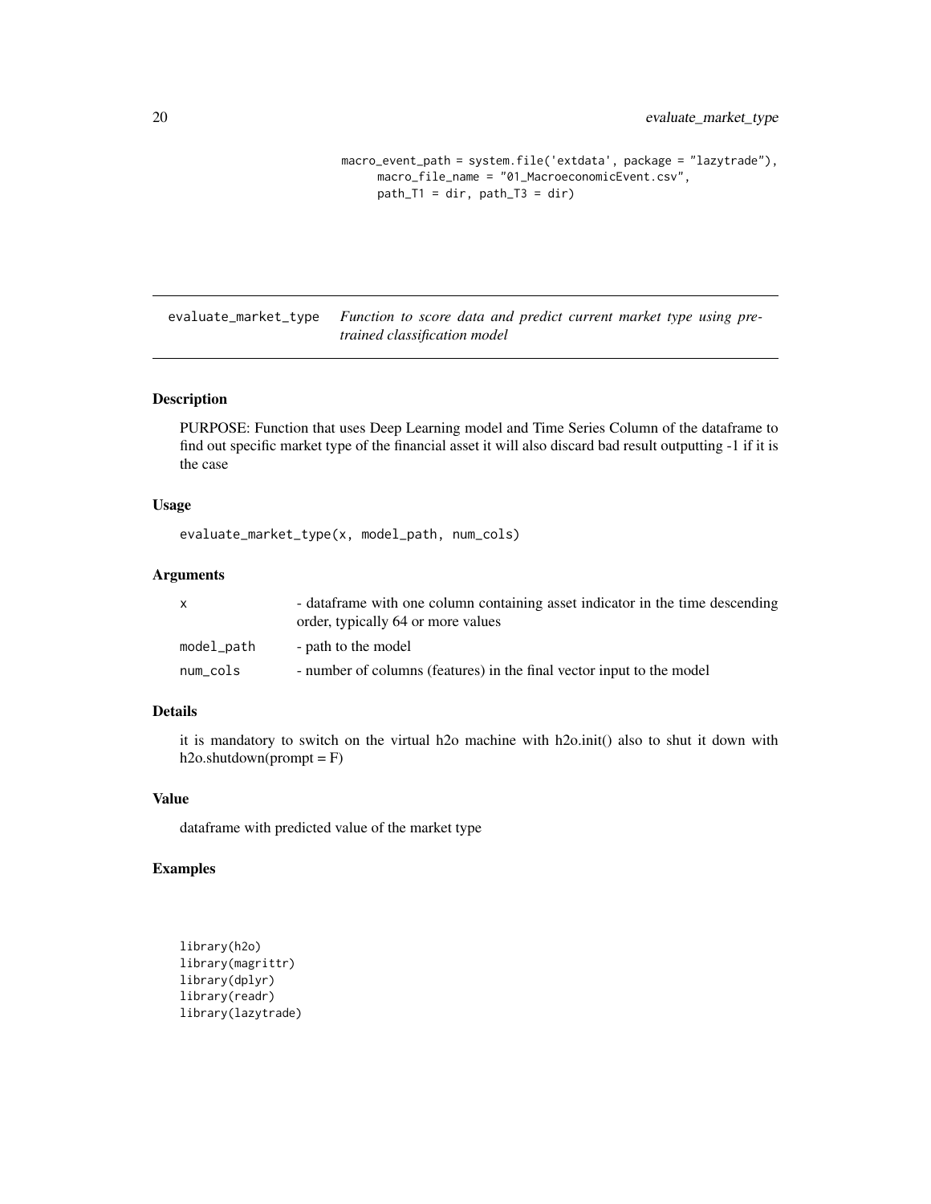```
macro_event_path = system.file('extdata', package = "lazytrade"),
     macro_file_name = "01_MacroeconomicEvent.csv",
     path_T1 = dir, path_T3 = dir)
```

## evaluate_market_type *Function to score data and predict current market type using pre-trained classification model*

### Description

PURPOSE: Function that uses Deep Learning model and Time Series Column of the dataframe to find out specific market type of the financial asset it will also discard bad result outputting -1 if it is the case

### Usage

```
evaluate_market_type(x, model_path, num_cols)
```

### Arguments

| | |
|---|---|
| x | - dataframe with one column containing asset indicator in the time descending order, typically 64 or more values |
| model_path | - path to the model |
| num_cols | - number of columns (features) in the final vector input to the model |

### Details

it is mandatory to switch on the virtual h2o machine with h2o.init() also to shut it down with h2o.shutdown(prompt = F)

### Value

dataframe with predicted value of the market type

### Examples

```
library(h2o)
library(magrittr)
library(dplyr)
library(readr)
library(lazytrade)
```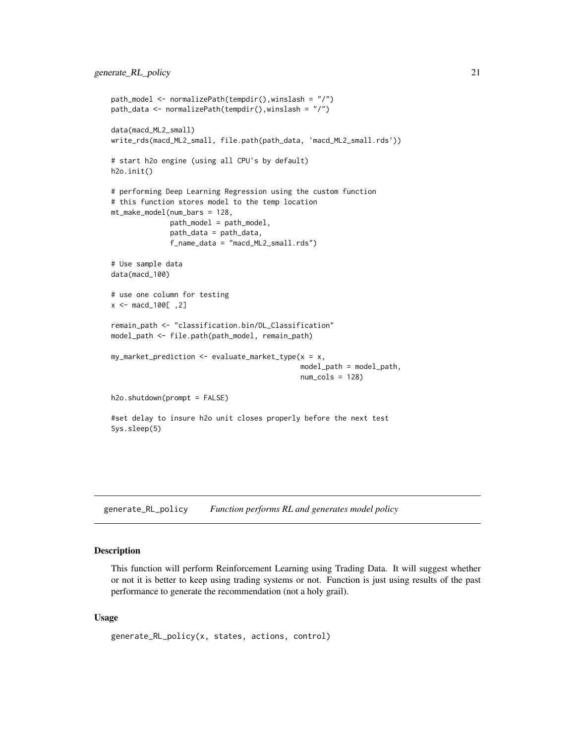```
path_model <- normalizePath(tempdir(),winslash = "/")
path_data <- normalizePath(tempdir(),winslash = "/")

data(macd_ML2_small)
write_rds(macd_ML2_small, file.path(path_data, 'macd_ML2_small.rds'))

# start h2o engine (using all CPU's by default)
h2o.init()

# performing Deep Learning Regression using the custom function
# this function stores model to the temp location
mt_make_model(num_bars = 128,
              path_model = path_model,
              path_data = path_data,
              f_name_data = "macd_ML2_small.rds")

# Use sample data
data(macd_100)

# use one column for testing
x <- macd_100[ ,2]

remain_path <- "classification.bin/DL_Classification"
model_path <- file.path(path_model, remain_path)

my_market_prediction <- evaluate_market_type(x = x,
                                             model_path = model_path,
                                             num_cols = 128)

h2o.shutdown(prompt = FALSE)

#set delay to insure h2o unit closes properly before the next test
Sys.sleep(5)
```

---

## generate_RL_policy    *Function performs RL and generates model policy*

### Description

This function will perform Reinforcement Learning using Trading Data. It will suggest whether or not it is better to keep using trading systems or not. Function is just using results of the past performance to generate the recommendation (not a holy grail).

### Usage

```
generate_RL_policy(x, states, actions, control)
```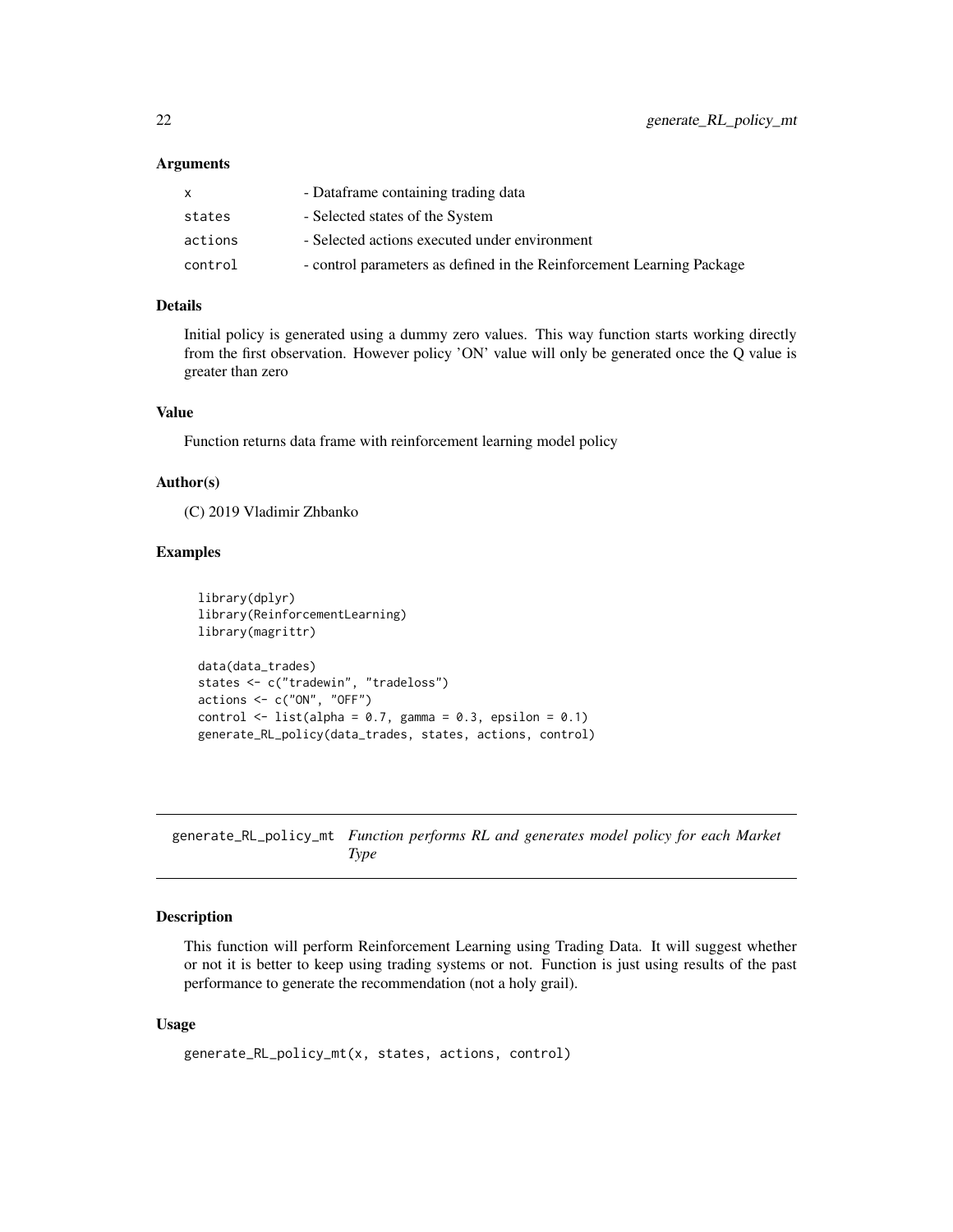### Arguments

| | |
|---|---|
| x | - Dataframe containing trading data |
| states | - Selected states of the System |
| actions | - Selected actions executed under environment |
| control | - control parameters as defined in the Reinforcement Learning Package |

### Details

Initial policy is generated using a dummy zero values. This way function starts working directly from the first observation. However policy 'ON' value will only be generated once the Q value is greater than zero

### Value

Function returns data frame with reinforcement learning model policy

### Author(s)

(C) 2019 Vladimir Zhbanko

### Examples

```
library(dplyr)
library(ReinforcementLearning)
library(magrittr)

data(data_trades)
states <- c("tradewin", "tradeloss")
actions <- c("ON", "OFF")
control <- list(alpha = 0.7, gamma = 0.3, epsilon = 0.1)
generate_RL_policy(data_trades, states, actions, control)
```

---

## generate_RL_policy_mt *Function performs RL and generates model policy for each Market Type*

### Description

This function will perform Reinforcement Learning using Trading Data. It will suggest whether or not it is better to keep using trading systems or not. Function is just using results of the past performance to generate the recommendation (not a holy grail).

### Usage

```
generate_RL_policy_mt(x, states, actions, control)
```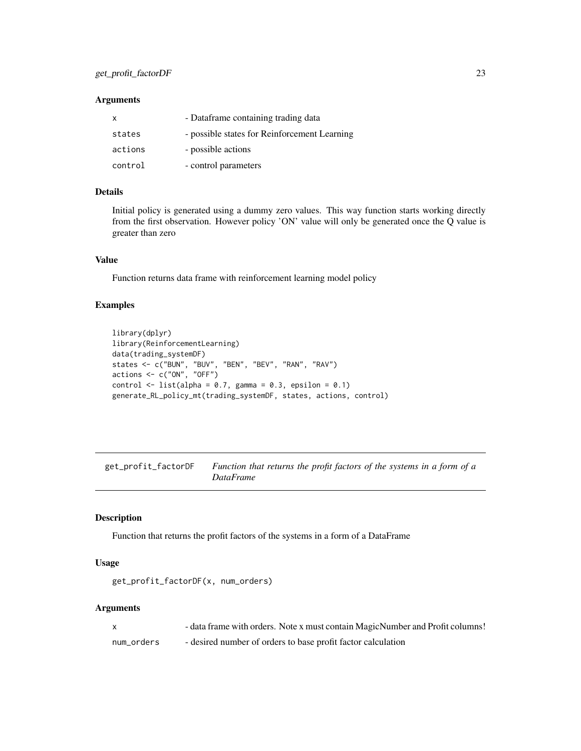### Arguments

| | |
|---|---|
| x | - Dataframe containing trading data |
| states | - possible states for Reinforcement Learning |
| actions | - possible actions |
| control | - control parameters |

### Details

Initial policy is generated using a dummy zero values. This way function starts working directly from the first observation. However policy 'ON' value will only be generated once the Q value is greater than zero

### Value

Function returns data frame with reinforcement learning model policy

### Examples

```
library(dplyr)
library(ReinforcementLearning)
data(trading_systemDF)
states <- c("BUN", "BUV", "BEN", "BEV", "RAN", "RAV")
actions <- c("ON", "OFF")
control <- list(alpha = 0.7, gamma = 0.3, epsilon = 0.1)
generate_RL_policy_mt(trading_systemDF, states, actions, control)
```

---

## get_profit_factorDF *Function that returns the profit factors of the systems in a form of a DataFrame*

---

### Description

Function that returns the profit factors of the systems in a form of a DataFrame

### Usage

```
get_profit_factorDF(x, num_orders)
```

### Arguments

| | |
|---|---|
| x | - data frame with orders. Note x must contain MagicNumber and Profit columns! |
| num_orders | - desired number of orders to base profit factor calculation |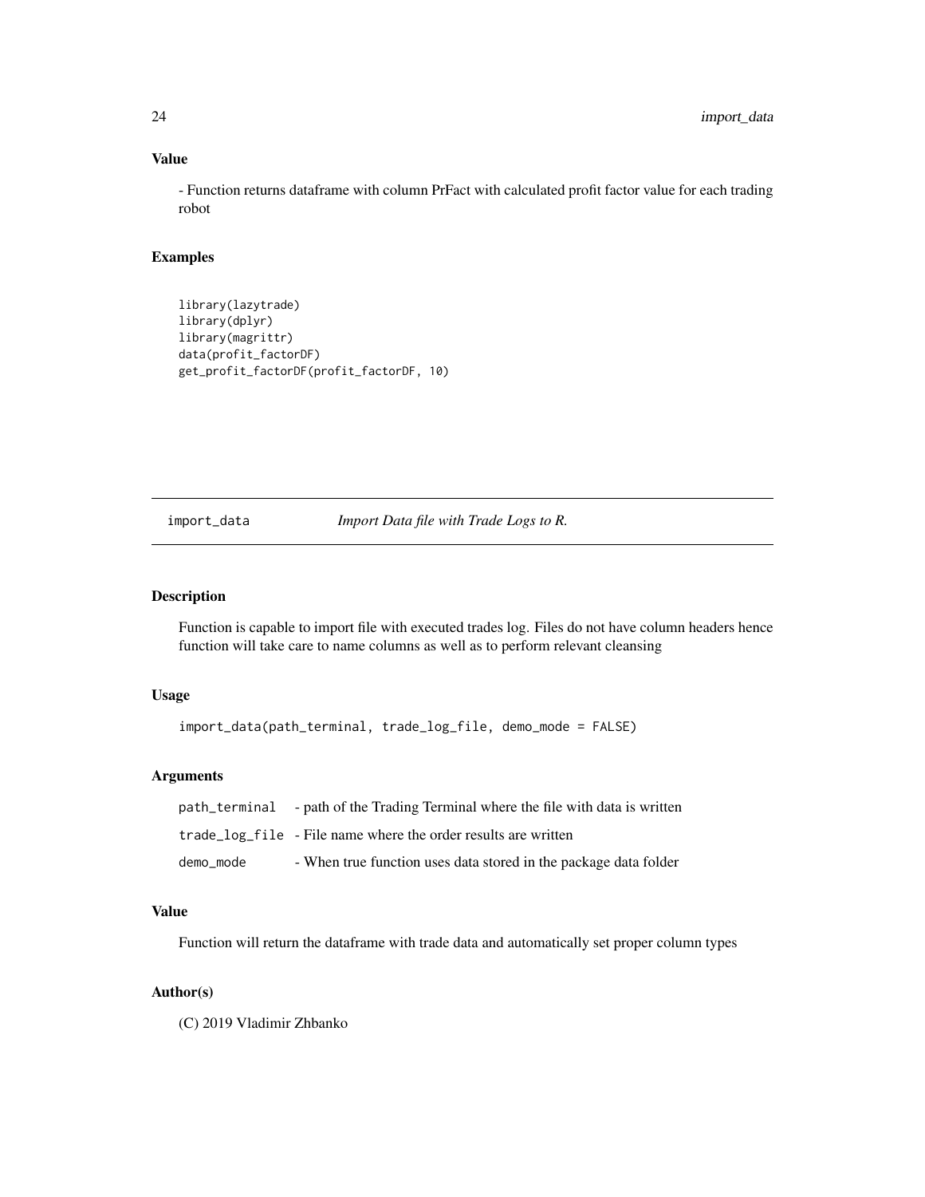### Value

- Function returns dataframe with column PrFact with calculated profit factor value for each trading robot

### Examples

```
library(lazytrade)
library(dplyr)
library(magrittr)
data(profit_factorDF)
get_profit_factorDF(profit_factorDF, 10)
```

## import_data — *Import Data file with Trade Logs to R.*

### Description

Function is capable to import file with executed trades log. Files do not have column headers hence function will take care to name columns as well as to perform relevant cleansing

### Usage

```
import_data(path_terminal, trade_log_file, demo_mode = FALSE)
```

### Arguments

| | |
|---|---|
| path_terminal | - path of the Trading Terminal where the file with data is written |
| trade_log_file | - File name where the order results are written |
| demo_mode | - When true function uses data stored in the package data folder |

### Value

Function will return the dataframe with trade data and automatically set proper column types

### Author(s)

(C) 2019 Vladimir Zhbanko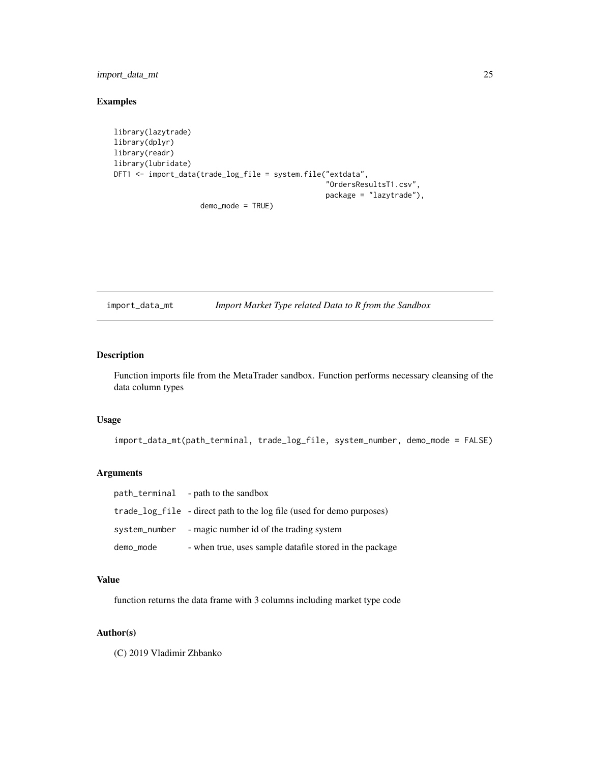## Examples

```
library(lazytrade)
library(dplyr)
library(readr)
library(lubridate)
DFT1 <- import_data(trade_log_file = system.file("extdata",
                                                  "OrdersResultsT1.csv",
                                                  package = "lazytrade"),
                    demo_mode = TRUE)
```

---

# import_data_mt    *Import Market Type related Data to R from the Sandbox*

---

## Description

Function imports file from the MetaTrader sandbox. Function performs necessary cleansing of the data column types

## Usage

```
import_data_mt(path_terminal, trade_log_file, system_number, demo_mode = FALSE)
```

## Arguments

| | |
|---|---|
| `path_terminal` | - path to the sandbox |
| `trade_log_file` | - direct path to the log file (used for demo purposes) |
| `system_number` | - magic number id of the trading system |
| `demo_mode` | - when true, uses sample datafile stored in the package |

## Value

function returns the data frame with 3 columns including market type code

## Author(s)

(C) 2019 Vladimir Zhbanko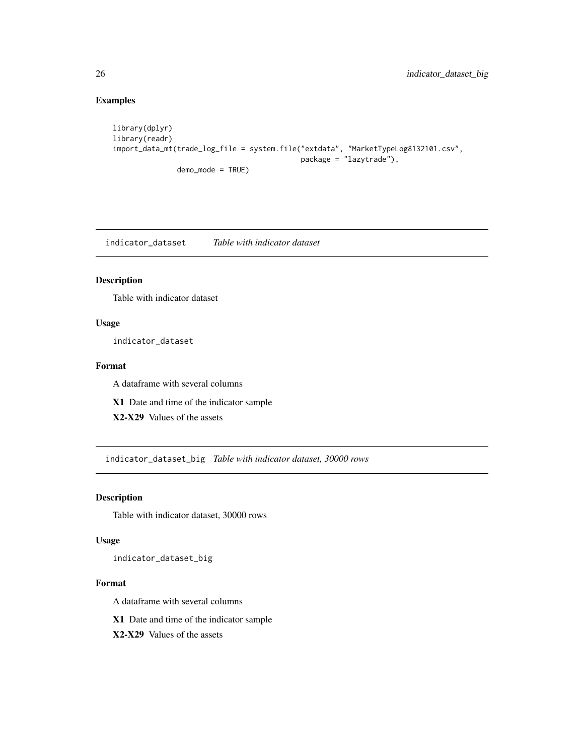## Examples

```
library(dplyr)
library(readr)
import_data_mt(trade_log_file = system.file("extdata", "MarketTypeLog8132101.csv",
                                            package = "lazytrade"),
               demo_mode = TRUE)
```

# indicator_dataset *Table with indicator dataset*

## Description

Table with indicator dataset

## Usage

```
indicator_dataset
```

## Format

A dataframe with several columns

**X1** Date and time of the indicator sample

**X2-X29** Values of the assets

# indicator_dataset_big *Table with indicator dataset, 30000 rows*

## Description

Table with indicator dataset, 30000 rows

## Usage

```
indicator_dataset_big
```

## Format

A dataframe with several columns

**X1** Date and time of the indicator sample

**X2-X29** Values of the assets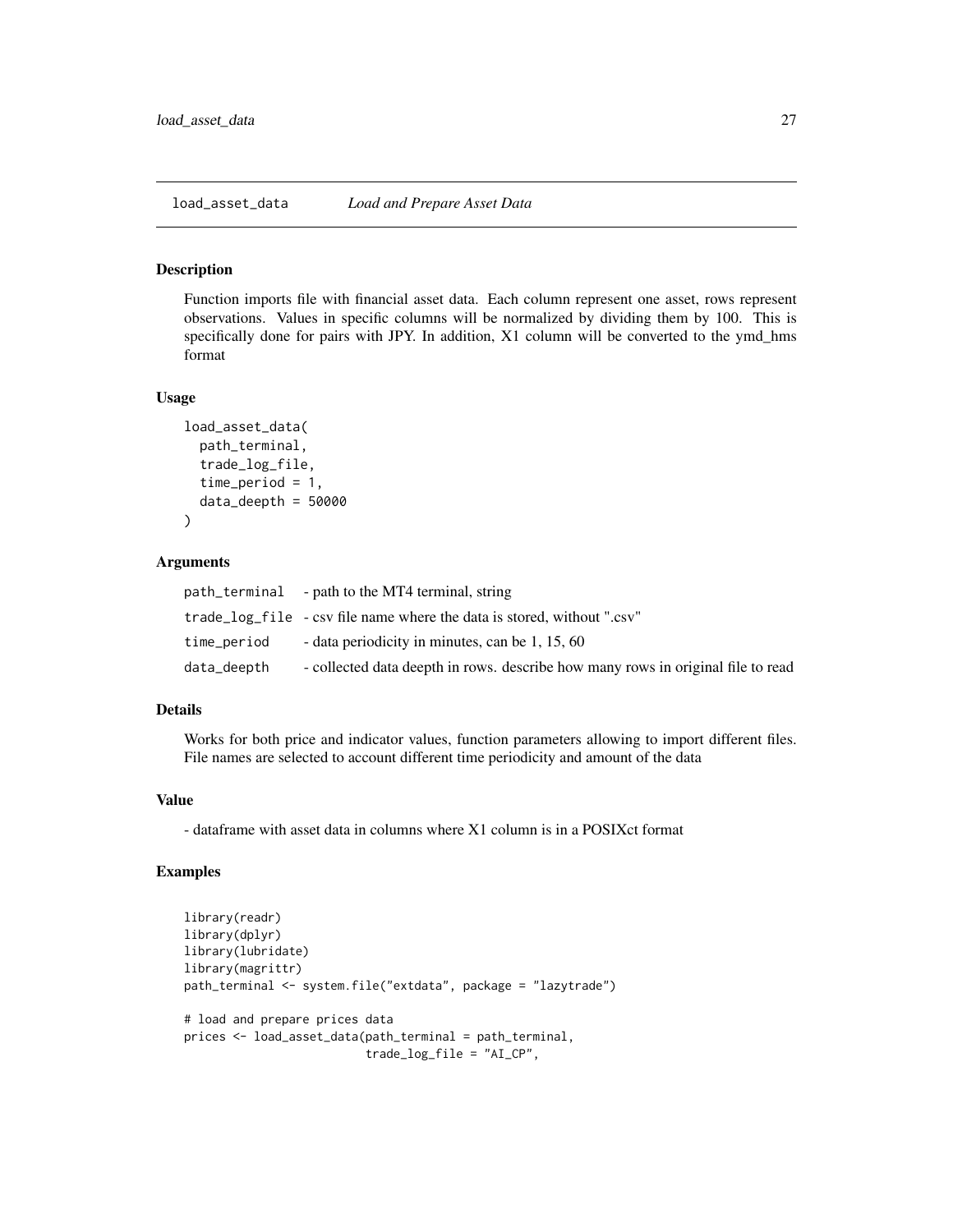## load_asset_data *Load and Prepare Asset Data*

### Description

Function imports file with financial asset data. Each column represent one asset, rows represent observations. Values in specific columns will be normalized by dividing them by 100. This is specifically done for pairs with JPY. In addition, X1 column will be converted to the ymd_hms format

### Usage

```
load_asset_data(
  path_terminal,
  trade_log_file,
  time_period = 1,
  data_deepth = 50000
)
```

### Arguments

| | |
|---|---|
| path_terminal | - path to the MT4 terminal, string |
| trade_log_file | - csv file name where the data is stored, without ".csv" |
| time_period | - data periodicity in minutes, can be 1, 15, 60 |
| data_deepth | - collected data deepth in rows. describe how many rows in original file to read |

### Details

Works for both price and indicator values, function parameters allowing to import different files. File names are selected to account different time periodicity and amount of the data

### Value

- dataframe with asset data in columns where X1 column is in a POSIXct format

### Examples

```
library(readr)
library(dplyr)
library(lubridate)
library(magrittr)
path_terminal <- system.file("extdata", package = "lazytrade")

# load and prepare prices data
prices <- load_asset_data(path_terminal = path_terminal,
                          trade_log_file = "AI_CP",
```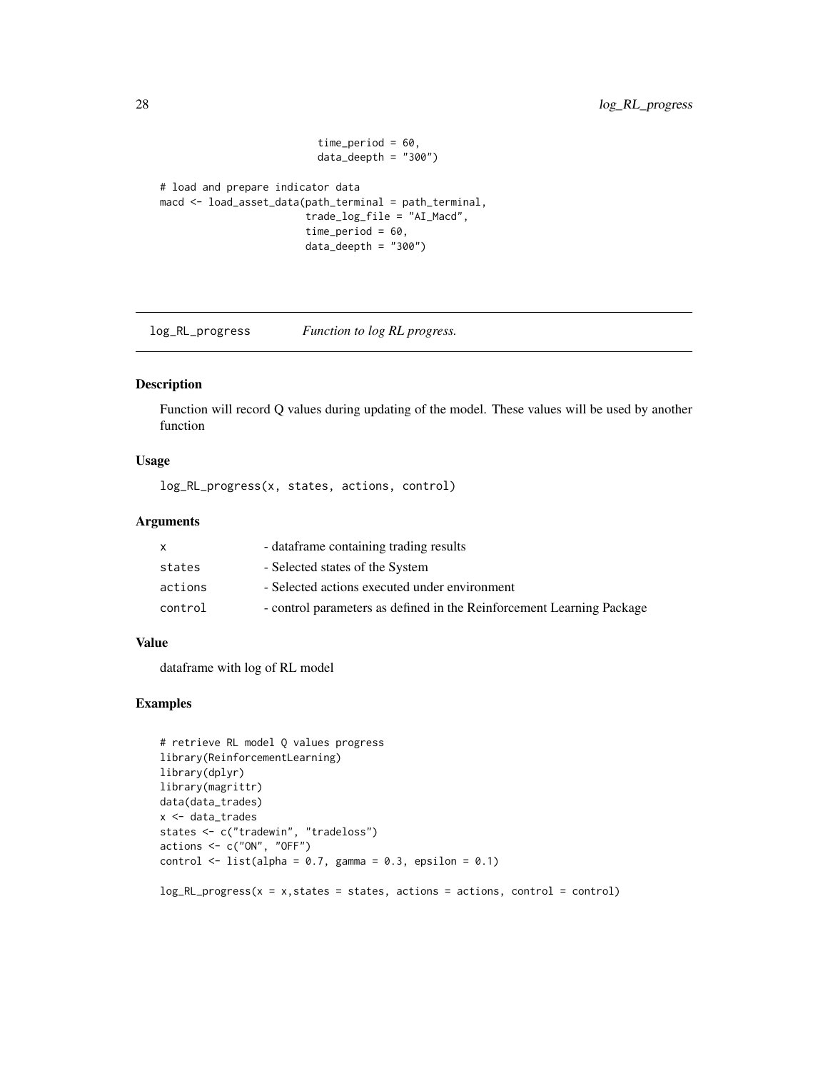```
                          time_period = 60,
                          data_deepth = "300")

# load and prepare indicator data
macd <- load_asset_data(path_terminal = path_terminal,
                        trade_log_file = "AI_Macd",
                        time_period = 60,
                        data_deepth = "300")
```

## log_RL_progress *Function to log RL progress.*

### Description

Function will record Q values during updating of the model. These values will be used by another function

### Usage

```
log_RL_progress(x, states, actions, control)
```

### Arguments

| | |
|---|---|
| x | - dataframe containing trading results |
| states | - Selected states of the System |
| actions | - Selected actions executed under environment |
| control | - control parameters as defined in the Reinforcement Learning Package |

### Value

dataframe with log of RL model

### Examples

```
# retrieve RL model Q values progress
library(ReinforcementLearning)
library(dplyr)
library(magrittr)
data(data_trades)
x <- data_trades
states <- c("tradewin", "tradeloss")
actions <- c("ON", "OFF")
control <- list(alpha = 0.7, gamma = 0.3, epsilon = 0.1)

log_RL_progress(x = x,states = states, actions = actions, control = control)
```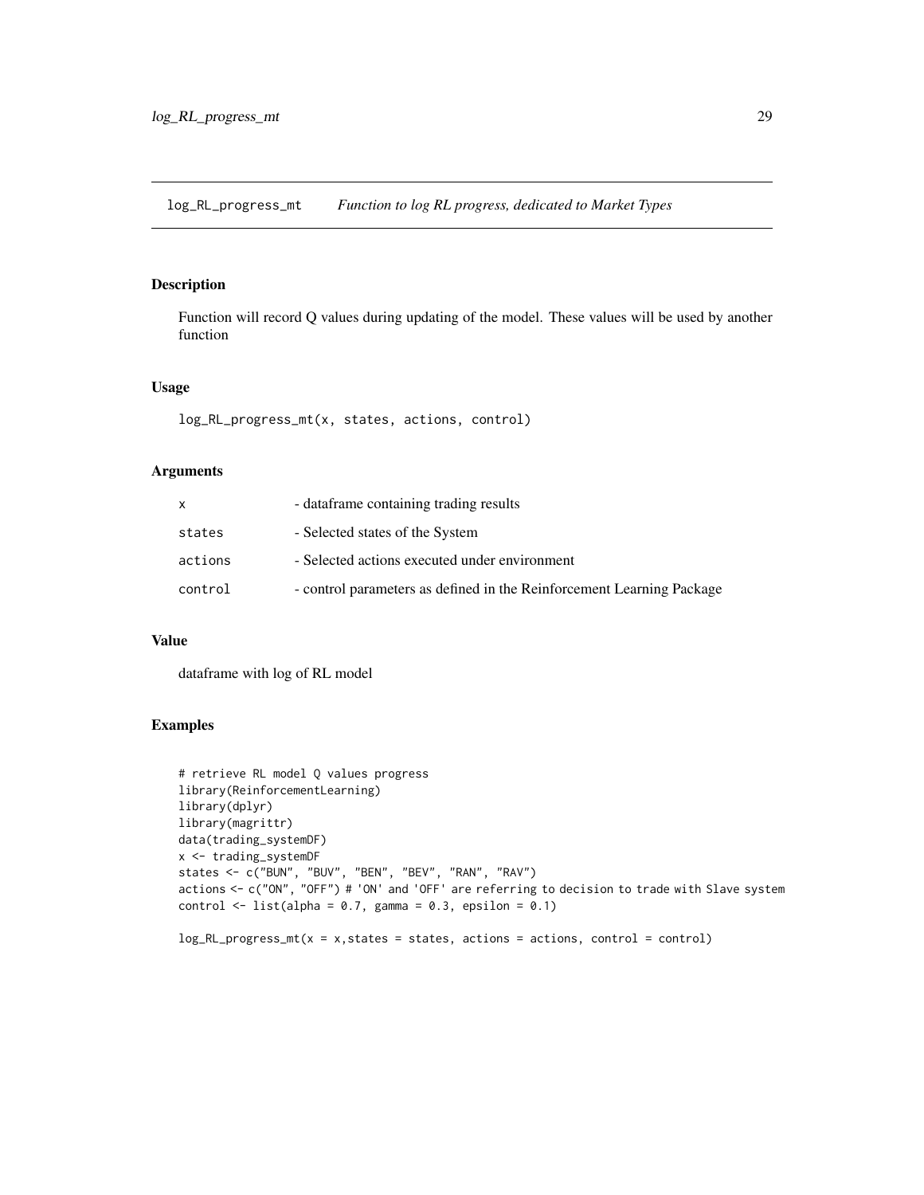## log_RL_progress_mt *Function to log RL progress, dedicated to Market Types*

### Description

Function will record Q values during updating of the model. These values will be used by another function

### Usage

```
log_RL_progress_mt(x, states, actions, control)
```

### Arguments

| | |
|---|---|
| x | - dataframe containing trading results |
| states | - Selected states of the System |
| actions | - Selected actions executed under environment |
| control | - control parameters as defined in the Reinforcement Learning Package |

### Value

dataframe with log of RL model

### Examples

```
# retrieve RL model Q values progress
library(ReinforcementLearning)
library(dplyr)
library(magrittr)
data(trading_systemDF)
x <- trading_systemDF
states <- c("BUN", "BUV", "BEN", "BEV", "RAN", "RAV")
actions <- c("ON", "OFF") # 'ON' and 'OFF' are referring to decision to trade with Slave system
control <- list(alpha = 0.7, gamma = 0.3, epsilon = 0.1)

log_RL_progress_mt(x = x,states = states, actions = actions, control = control)
```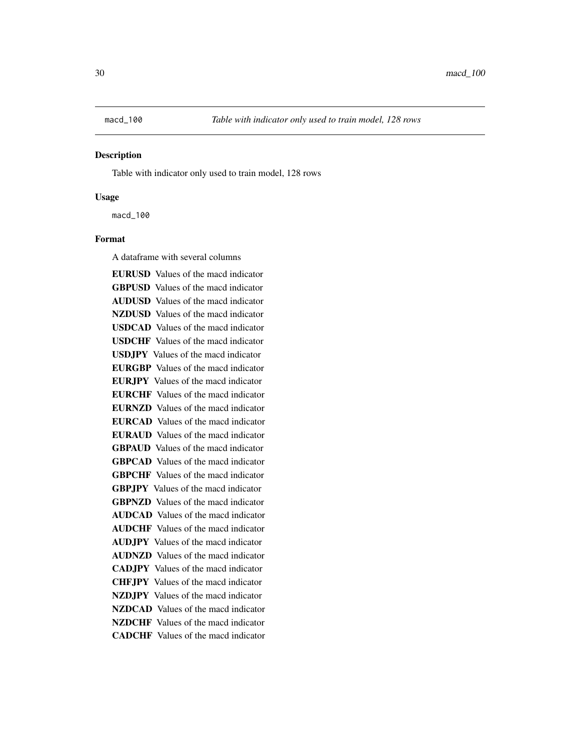`macd_100` *Table with indicator only used to train model, 128 rows*

## Description

Table with indicator only used to train model, 128 rows

## Usage

```
macd_100
```

## Format

A dataframe with several columns

- **EURUSD** Values of the macd indicator
- **GBPUSD** Values of the macd indicator
- **AUDUSD** Values of the macd indicator
- **NZDUSD** Values of the macd indicator
- **USDCAD** Values of the macd indicator
- **USDCHF** Values of the macd indicator
- **USDJPY** Values of the macd indicator
- **EURGBP** Values of the macd indicator
- **EURJPY** Values of the macd indicator
- **EURCHF** Values of the macd indicator
- **EURNZD** Values of the macd indicator
- **EURCAD** Values of the macd indicator
- **EURAUD** Values of the macd indicator
- **GBPAUD** Values of the macd indicator
- **GBPCAD** Values of the macd indicator
- **GBPCHF** Values of the macd indicator
- **GBPJPY** Values of the macd indicator
- **GBPNZD** Values of the macd indicator
- **AUDCAD** Values of the macd indicator
- **AUDCHF** Values of the macd indicator
- **AUDJPY** Values of the macd indicator
- **AUDNZD** Values of the macd indicator
- **CADJPY** Values of the macd indicator
- **CHFJPY** Values of the macd indicator
- **NZDJPY** Values of the macd indicator
- **NZDCAD** Values of the macd indicator
- **NZDCHF** Values of the macd indicator
- **CADCHF** Values of the macd indicator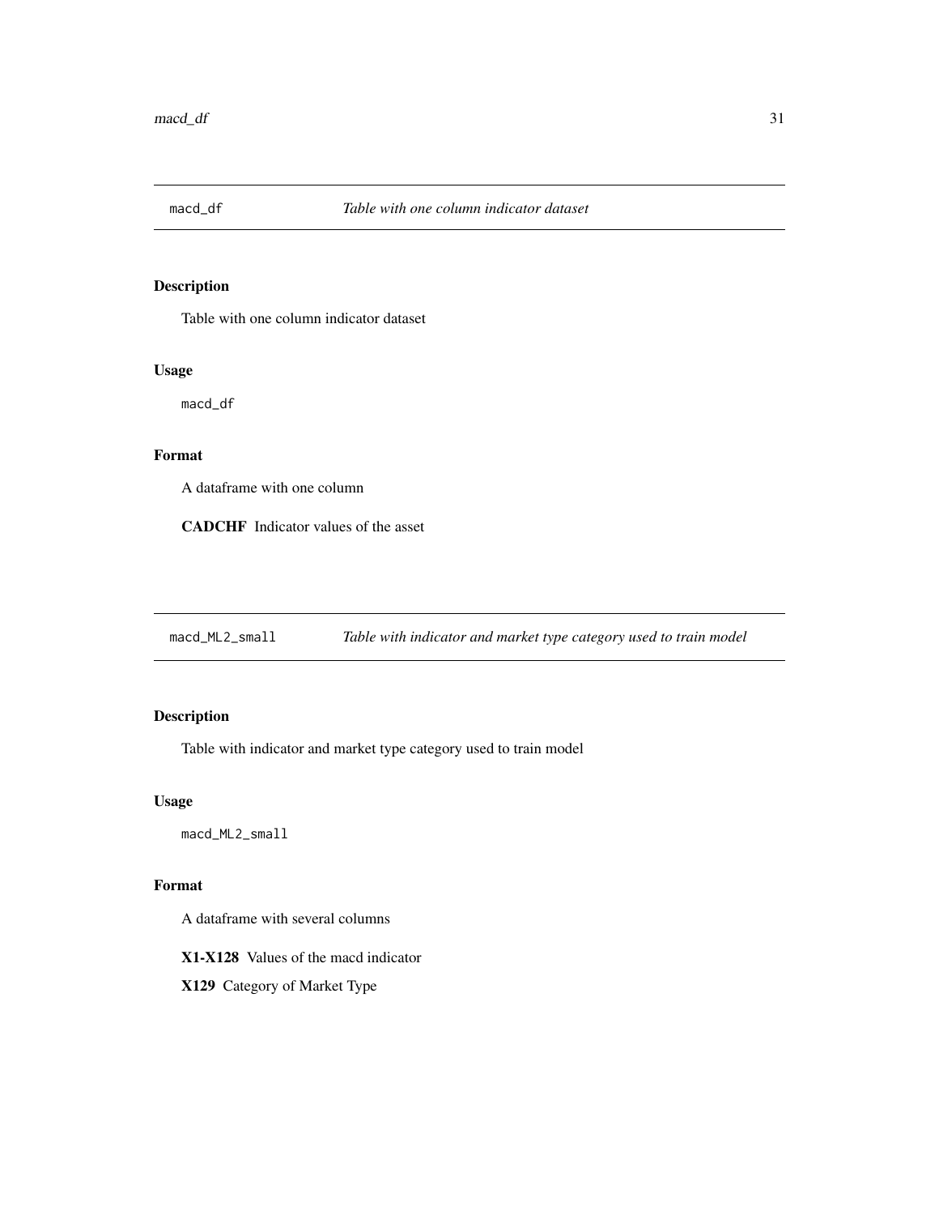## macd_df *Table with one column indicator dataset*

### Description

Table with one column indicator dataset

### Usage

```
macd_df
```

### Format

A dataframe with one column

**CADCHF** Indicator values of the asset

## macd_ML2_small *Table with indicator and market type category used to train model*

### Description

Table with indicator and market type category used to train model

### Usage

```
macd_ML2_small
```

### Format

A dataframe with several columns

**X1-X128** Values of the macd indicator

**X129** Category of Market Type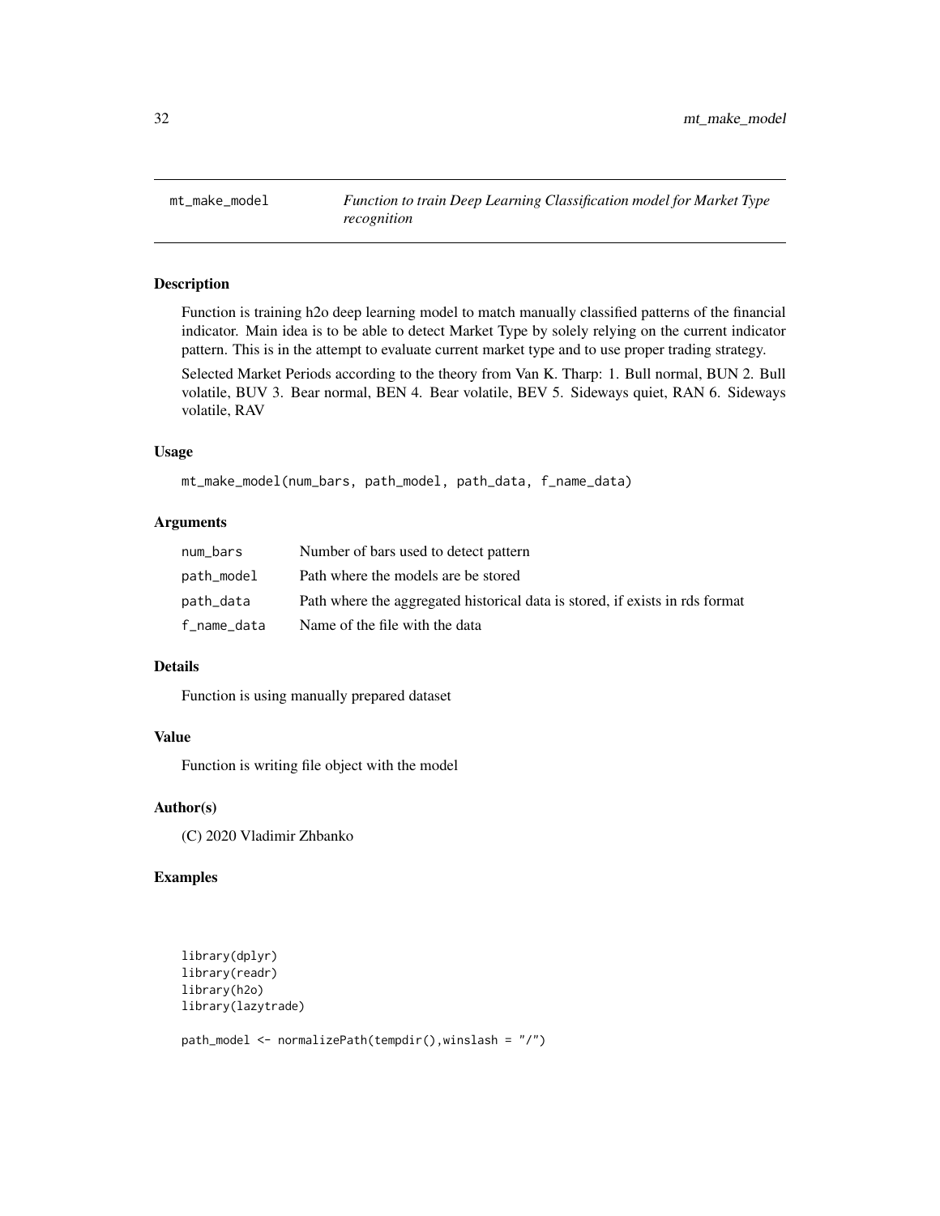# mt_make_model — *Function to train Deep Learning Classification model for Market Type recognition*

## Description

Function is training h2o deep learning model to match manually classified patterns of the financial indicator. Main idea is to be able to detect Market Type by solely relying on the current indicator pattern. This is in the attempt to evaluate current market type and to use proper trading strategy.

Selected Market Periods according to the theory from Van K. Tharp: 1. Bull normal, BUN 2. Bull volatile, BUV 3. Bear normal, BEN 4. Bear volatile, BEV 5. Sideways quiet, RAN 6. Sideways volatile, RAV

## Usage

```
mt_make_model(num_bars, path_model, path_data, f_name_data)
```

## Arguments

| | |
|---|---|
| num_bars | Number of bars used to detect pattern |
| path_model | Path where the models are be stored |
| path_data | Path where the aggregated historical data is stored, if exists in rds format |
| f_name_data | Name of the file with the data |

## Details

Function is using manually prepared dataset

## Value

Function is writing file object with the model

## Author(s)

(C) 2020 Vladimir Zhbanko

## Examples

```
library(dplyr)
library(readr)
library(h2o)
library(lazytrade)

path_model <- normalizePath(tempdir(),winslash = "/")
```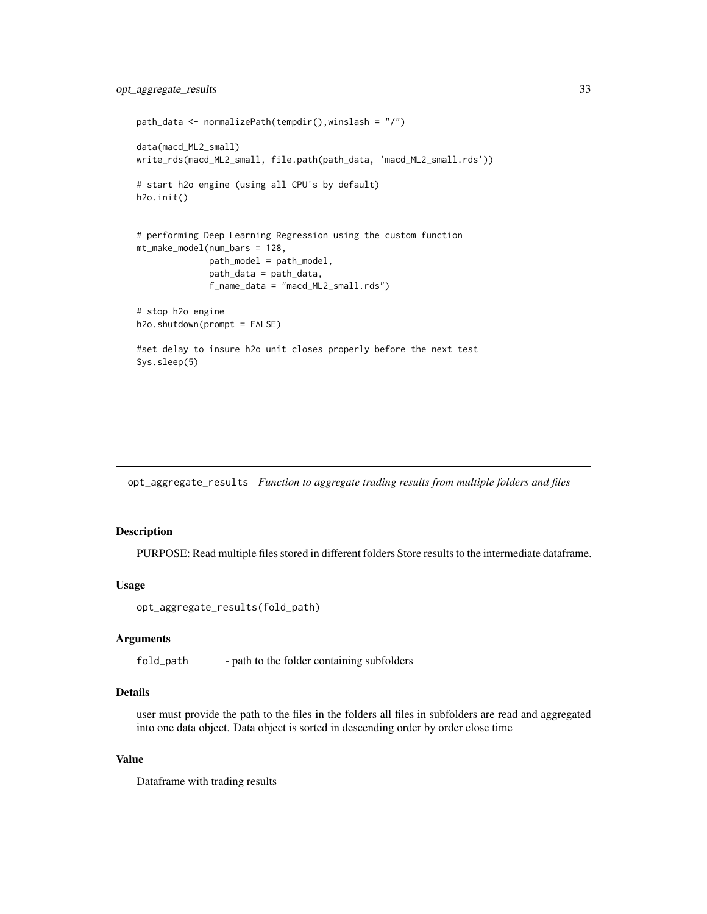```
path_data <- normalizePath(tempdir(),winslash = "/")

data(macd_ML2_small)
write_rds(macd_ML2_small, file.path(path_data, 'macd_ML2_small.rds'))

# start h2o engine (using all CPU's by default)
h2o.init()


# performing Deep Learning Regression using the custom function
mt_make_model(num_bars = 128,
              path_model = path_model,
              path_data = path_data,
              f_name_data = "macd_ML2_small.rds")

# stop h2o engine
h2o.shutdown(prompt = FALSE)

#set delay to insure h2o unit closes properly before the next test
Sys.sleep(5)
```

---

## opt_aggregate_results *Function to aggregate trading results from multiple folders and files*

### Description

PURPOSE: Read multiple files stored in different folders Store results to the intermediate dataframe.

### Usage

```
opt_aggregate_results(fold_path)
```

### Arguments

| | |
|---|---|
| fold_path | - path to the folder containing subfolders |

### Details

user must provide the path to the files in the folders all files in subfolders are read and aggregated into one data object. Data object is sorted in descending order by order close time

### Value

Dataframe with trading results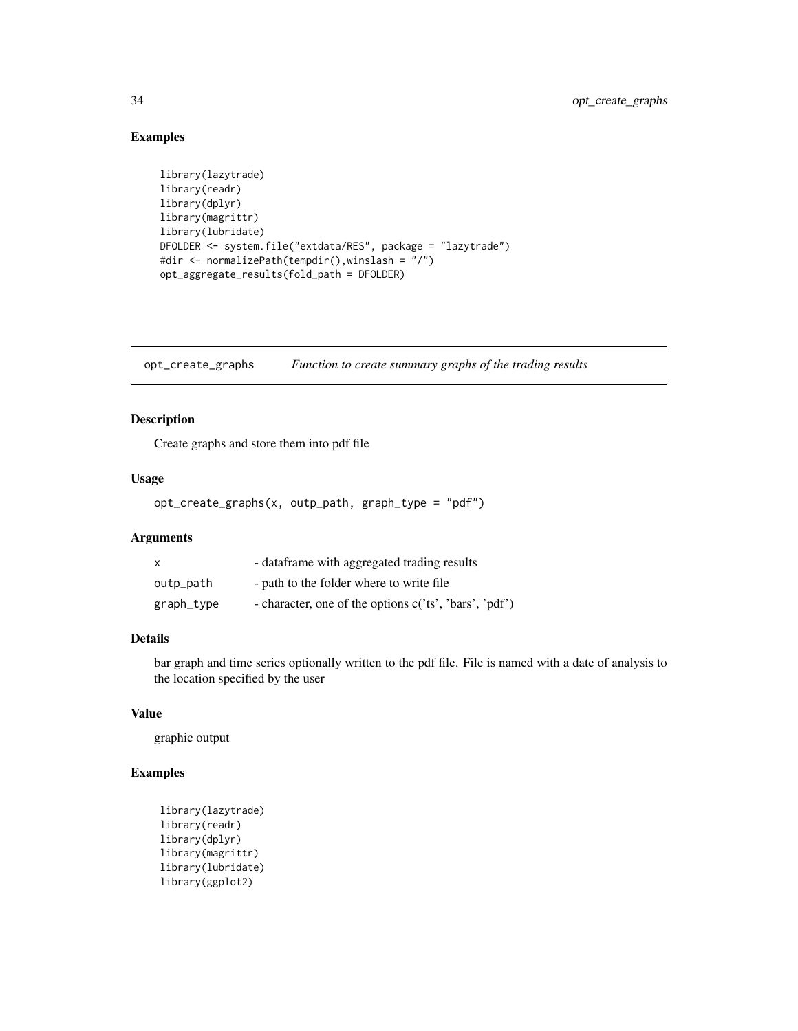## Examples

```
library(lazytrade)
library(readr)
library(dplyr)
library(magrittr)
library(lubridate)
DFOLDER <- system.file("extdata/RES", package = "lazytrade")
#dir <- normalizePath(tempdir(),winslash = "/")
opt_aggregate_results(fold_path = DFOLDER)
```

---

# opt_create_graphs *Function to create summary graphs of the trading results*

## Description

Create graphs and store them into pdf file

## Usage

```
opt_create_graphs(x, outp_path, graph_type = "pdf")
```

## Arguments

| | |
|---|---|
| x | - dataframe with aggregated trading results |
| outp_path | - path to the folder where to write file |
| graph_type | - character, one of the options c('ts', 'bars', 'pdf') |

## Details

bar graph and time series optionally written to the pdf file. File is named with a date of analysis to the location specified by the user

## Value

graphic output

## Examples

```
library(lazytrade)
library(readr)
library(dplyr)
library(magrittr)
library(lubridate)
library(ggplot2)
```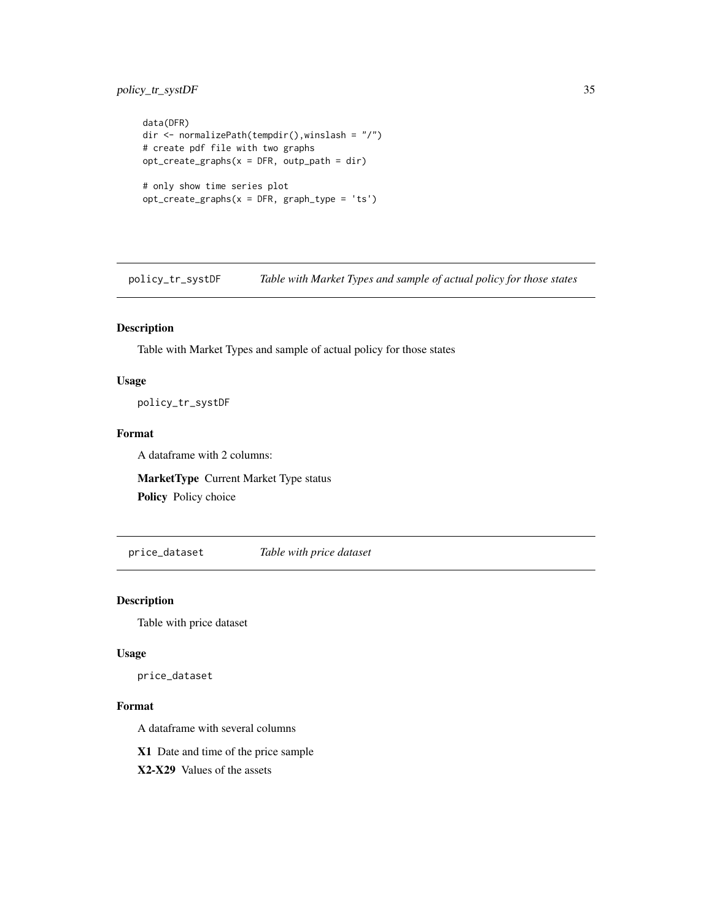```
data(DFR)
dir <- normalizePath(tempdir(),winslash = "/")
# create pdf file with two graphs
opt_create_graphs(x = DFR, outp_path = dir)

# only show time series plot
opt_create_graphs(x = DFR, graph_type = 'ts')
```

## policy_tr_systDF *Table with Market Types and sample of actual policy for those states*

### Description

Table with Market Types and sample of actual policy for those states

### Usage

```
policy_tr_systDF
```

### Format

A dataframe with 2 columns:

**MarketType** Current Market Type status

**Policy** Policy choice

## price_dataset *Table with price dataset*

### Description

Table with price dataset

### Usage

```
price_dataset
```

### Format

A dataframe with several columns

**X1** Date and time of the price sample

**X2-X29** Values of the assets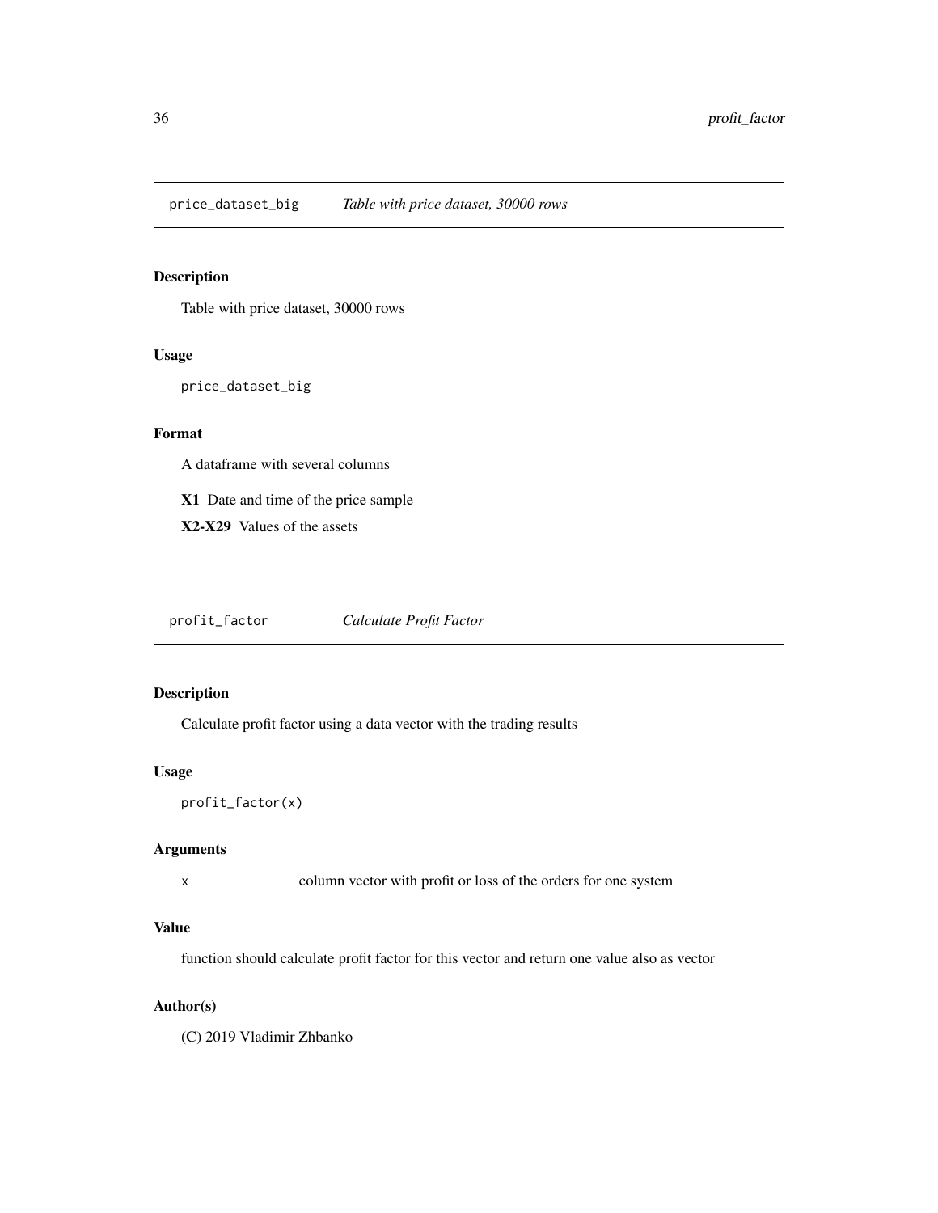## price_dataset_big *Table with price dataset, 30000 rows*

### Description

Table with price dataset, 30000 rows

### Usage

```
price_dataset_big
```

### Format

A dataframe with several columns

**X1** Date and time of the price sample

**X2-X29** Values of the assets

## profit_factor *Calculate Profit Factor*

### Description

Calculate profit factor using a data vector with the trading results

### Usage

```
profit_factor(x)
```

### Arguments

`x` column vector with profit or loss of the orders for one system

### Value

function should calculate profit factor for this vector and return one value also as vector

### Author(s)

(C) 2019 Vladimir Zhbanko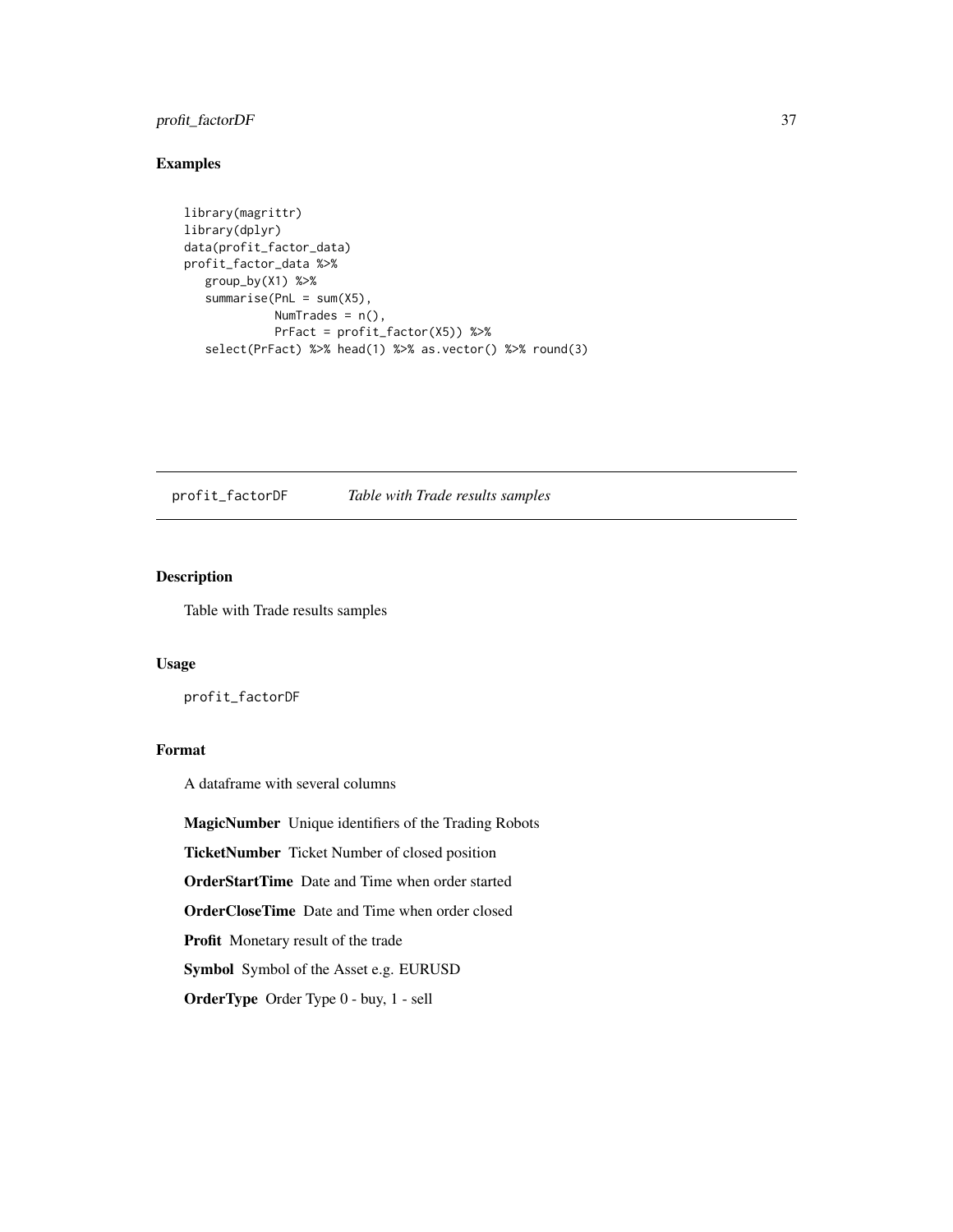## Examples

```
library(magrittr)
library(dplyr)
data(profit_factor_data)
profit_factor_data %>%
   group_by(X1) %>%
   summarise(PnL = sum(X5),
             NumTrades = n(),
             PrFact = profit_factor(X5)) %>%
   select(PrFact) %>% head(1) %>% as.vector() %>% round(3)
```

---

# profit_factorDF &nbsp;&nbsp;&nbsp;&nbsp; *Table with Trade results samples*

---

## Description

Table with Trade results samples

## Usage

```
profit_factorDF
```

## Format

A dataframe with several columns

**MagicNumber** Unique identifiers of the Trading Robots

**TicketNumber** Ticket Number of closed position

**OrderStartTime** Date and Time when order started

**OrderCloseTime** Date and Time when order closed

**Profit** Monetary result of the trade

**Symbol** Symbol of the Asset e.g. EURUSD

**OrderType** Order Type 0 - buy, 1 - sell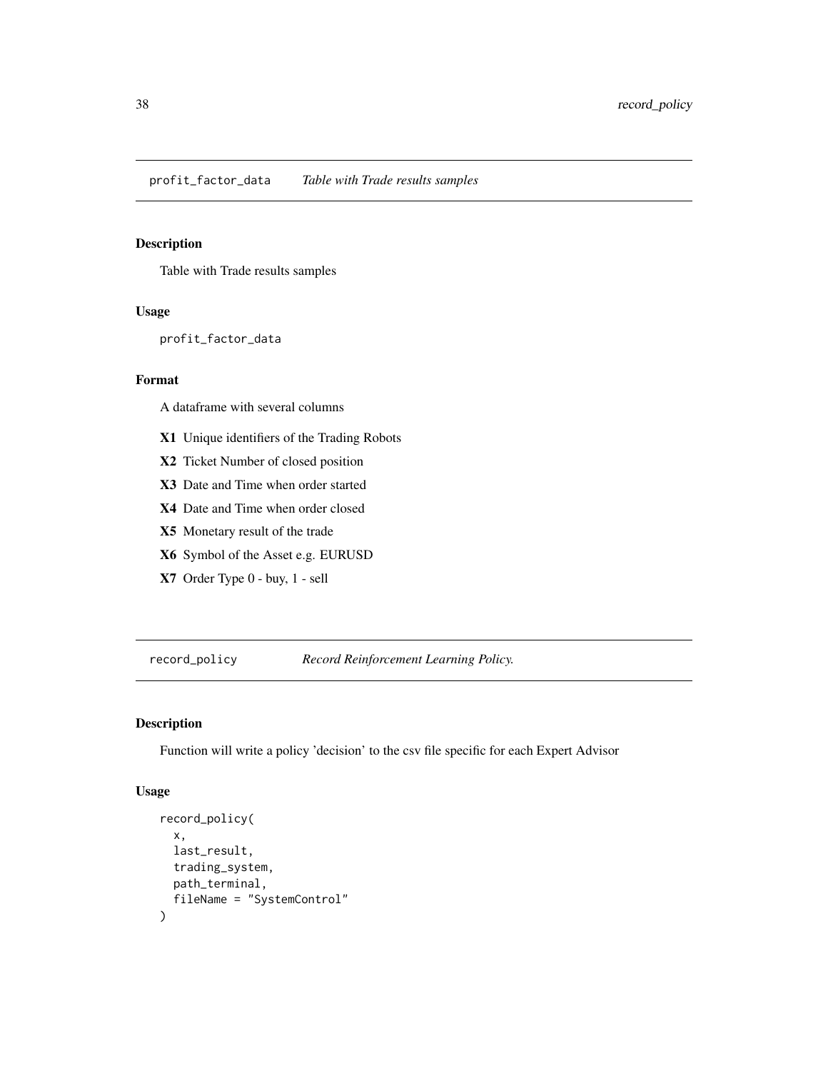## profit_factor_data *Table with Trade results samples*

### Description

Table with Trade results samples

### Usage

```
profit_factor_data
```

### Format

A dataframe with several columns

- **X1** Unique identifiers of the Trading Robots
- **X2** Ticket Number of closed position
- **X3** Date and Time when order started
- **X4** Date and Time when order closed
- **X5** Monetary result of the trade
- **X6** Symbol of the Asset e.g. EURUSD
- **X7** Order Type 0 - buy, 1 - sell

## record_policy *Record Reinforcement Learning Policy.*

### Description

Function will write a policy 'decision' to the csv file specific for each Expert Advisor

### Usage

```
record_policy(
  x,
  last_result,
  trading_system,
  path_terminal,
  fileName = "SystemControl"
)
```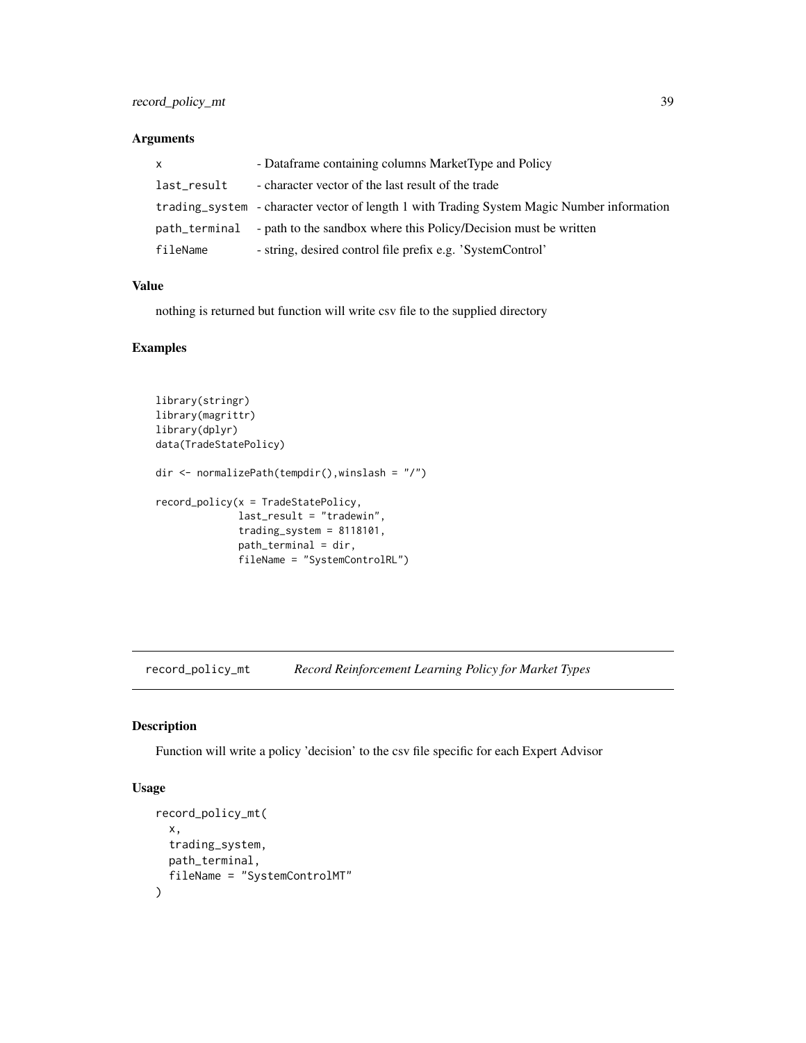### Arguments

| | |
|---|---|
| x | - Dataframe containing columns MarketType and Policy |
| last_result | - character vector of the last result of the trade |
| trading_system | - character vector of length 1 with Trading System Magic Number information |
| path_terminal | - path to the sandbox where this Policy/Decision must be written |
| fileName | - string, desired control file prefix e.g. 'SystemControl' |

### Value

nothing is returned but function will write csv file to the supplied directory

### Examples

```
library(stringr)
library(magrittr)
library(dplyr)
data(TradeStatePolicy)

dir <- normalizePath(tempdir(),winslash = "/")

record_policy(x = TradeStatePolicy,
              last_result = "tradewin",
              trading_system = 8118101,
              path_terminal = dir,
              fileName = "SystemControlRL")
```

## record_policy_mt    *Record Reinforcement Learning Policy for Market Types*

### Description

Function will write a policy 'decision' to the csv file specific for each Expert Advisor

### Usage

```
record_policy_mt(
  x,
  trading_system,
  path_terminal,
  fileName = "SystemControlMT"
)
```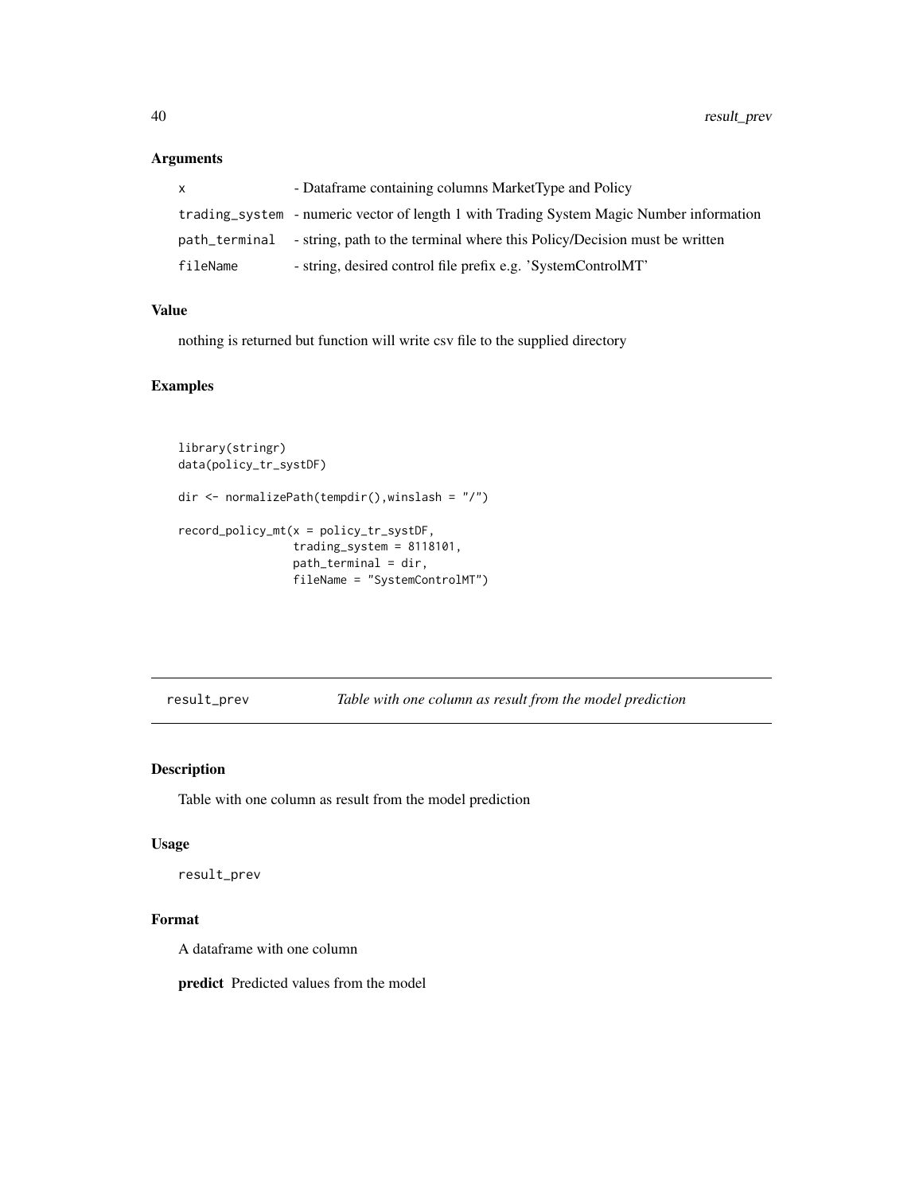### Arguments

| | |
|---|---|
| x | - Dataframe containing columns MarketType and Policy |
| trading_system | - numeric vector of length 1 with Trading System Magic Number information |
| path_terminal | - string, path to the terminal where this Policy/Decision must be written |
| fileName | - string, desired control file prefix e.g. 'SystemControlMT' |

### Value

nothing is returned but function will write csv file to the supplied directory

### Examples

```
library(stringr)
data(policy_tr_systDF)

dir <- normalizePath(tempdir(),winslash = "/")

record_policy_mt(x = policy_tr_systDF,
                 trading_system = 8118101,
                 path_terminal = dir,
                 fileName = "SystemControlMT")
```

## result_prev *Table with one column as result from the model prediction*

### Description

Table with one column as result from the model prediction

### Usage

result_prev

### Format

A dataframe with one column

**predict** Predicted values from the model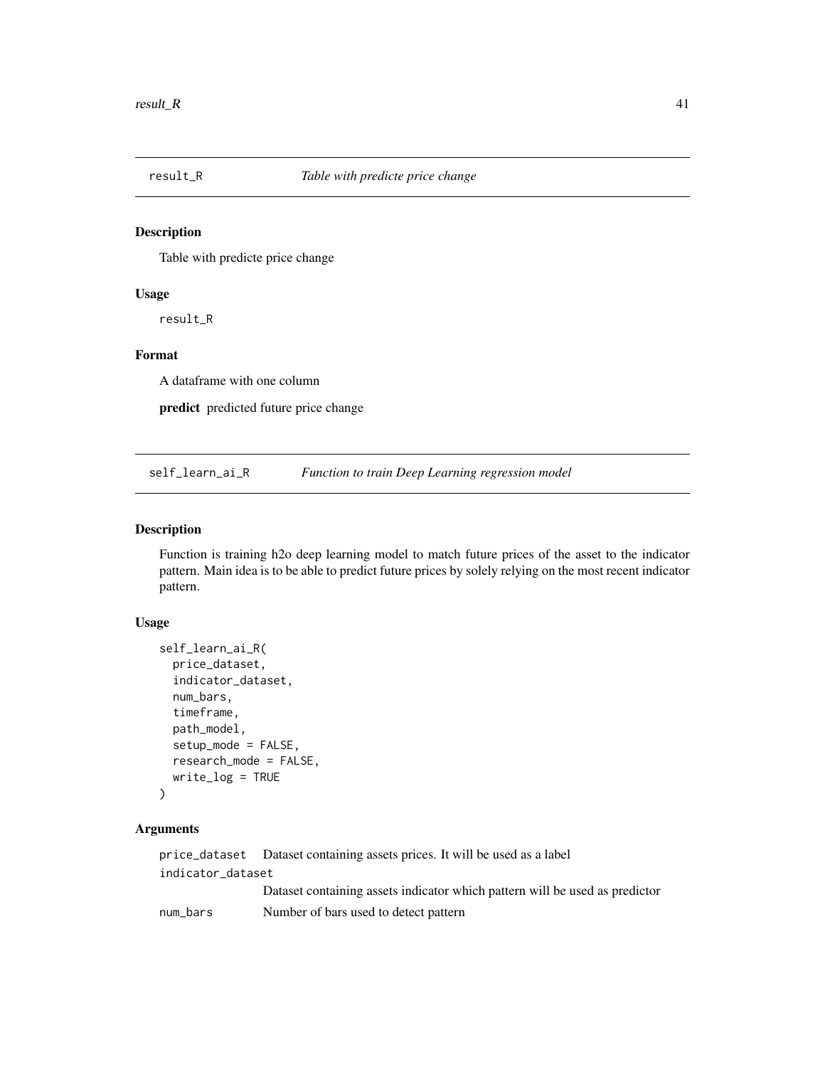## result_R — *Table with predicte price change*

### Description

Table with predicte price change

### Usage

```
result_R
```

### Format

A dataframe with one column

**predict** predicted future price change

## self_learn_ai_R — *Function to train Deep Learning regression model*

### Description

Function is training h2o deep learning model to match future prices of the asset to the indicator pattern. Main idea is to be able to predict future prices by solely relying on the most recent indicator pattern.

### Usage

```
self_learn_ai_R(
  price_dataset,
  indicator_dataset,
  num_bars,
  timeframe,
  path_model,
  setup_mode = FALSE,
  research_mode = FALSE,
  write_log = TRUE
)
```

### Arguments

| | |
|---|---|
| price_dataset | Dataset containing assets prices. It will be used as a label |
| indicator_dataset | Dataset containing assets indicator which pattern will be used as predictor |
| num_bars | Number of bars used to detect pattern |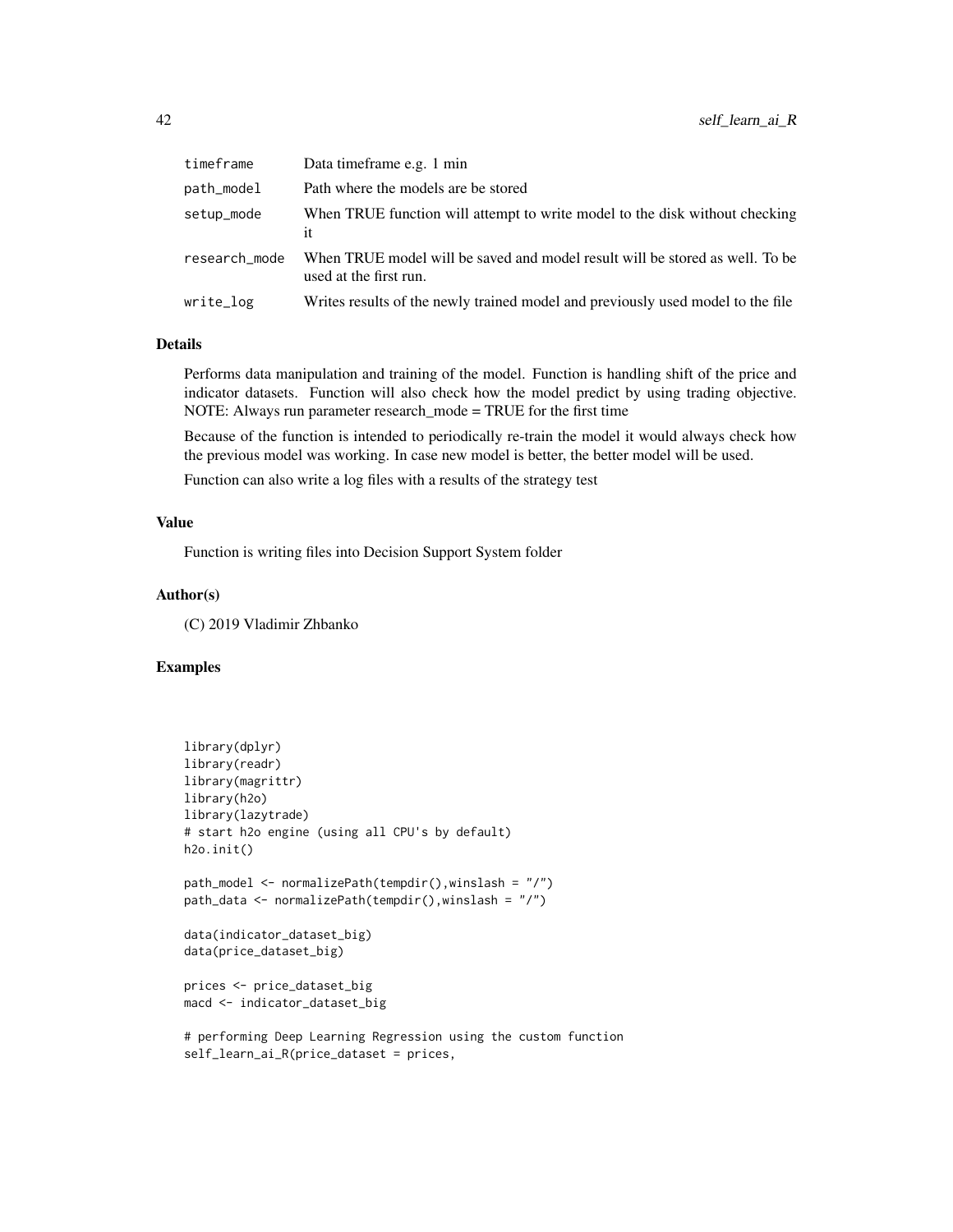| | |
|---|---|
| timeframe | Data timeframe e.g. 1 min |
| path_model | Path where the models are be stored |
| setup_mode | When TRUE function will attempt to write model to the disk without checking it |
| research_mode | When TRUE model will be saved and model result will be stored as well. To be used at the first run. |
| write_log | Writes results of the newly trained model and previously used model to the file |

## Details

Performs data manipulation and training of the model. Function is handling shift of the price and indicator datasets. Function will also check how the model predict by using trading objective. NOTE: Always run parameter research_mode = TRUE for the first time

Because of the function is intended to periodically re-train the model it would always check how the previous model was working. In case new model is better, the better model will be used.

Function can also write a log files with a results of the strategy test

## Value

Function is writing files into Decision Support System folder

## Author(s)

(C) 2019 Vladimir Zhbanko

## Examples

```
library(dplyr)
library(readr)
library(magrittr)
library(h2o)
library(lazytrade)
# start h2o engine (using all CPU's by default)
h2o.init()

path_model <- normalizePath(tempdir(),winslash = "/")
path_data <- normalizePath(tempdir(),winslash = "/")

data(indicator_dataset_big)
data(price_dataset_big)

prices <- price_dataset_big
macd <- indicator_dataset_big

# performing Deep Learning Regression using the custom function
self_learn_ai_R(price_dataset = prices,
```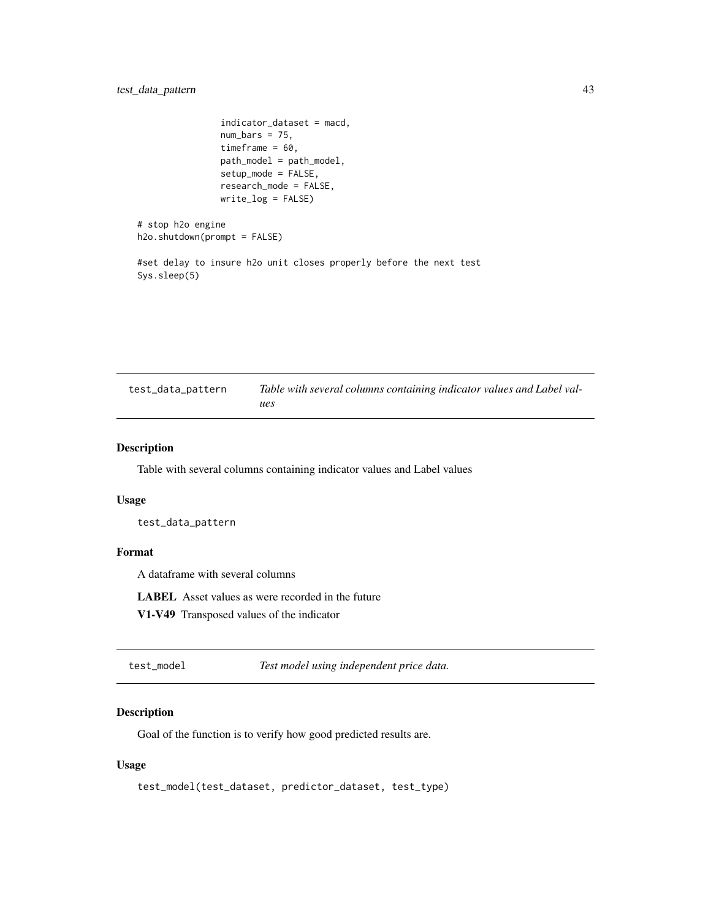```
                indicator_dataset = macd,
                num_bars = 75,
                timeframe = 60,
                path_model = path_model,
                setup_mode = FALSE,
                research_mode = FALSE,
                write_log = FALSE)

# stop h2o engine
h2o.shutdown(prompt = FALSE)

#set delay to insure h2o unit closes properly before the next test
Sys.sleep(5)
```

## test_data_pattern — *Table with several columns containing indicator values and Label values*

### Description

Table with several columns containing indicator values and Label values

### Usage

```
test_data_pattern
```

### Format

A dataframe with several columns

**LABEL** Asset values as were recorded in the future

**V1-V49** Transposed values of the indicator

## test_model — *Test model using independent price data.*

### Description

Goal of the function is to verify how good predicted results are.

### Usage

```
test_model(test_dataset, predictor_dataset, test_type)
```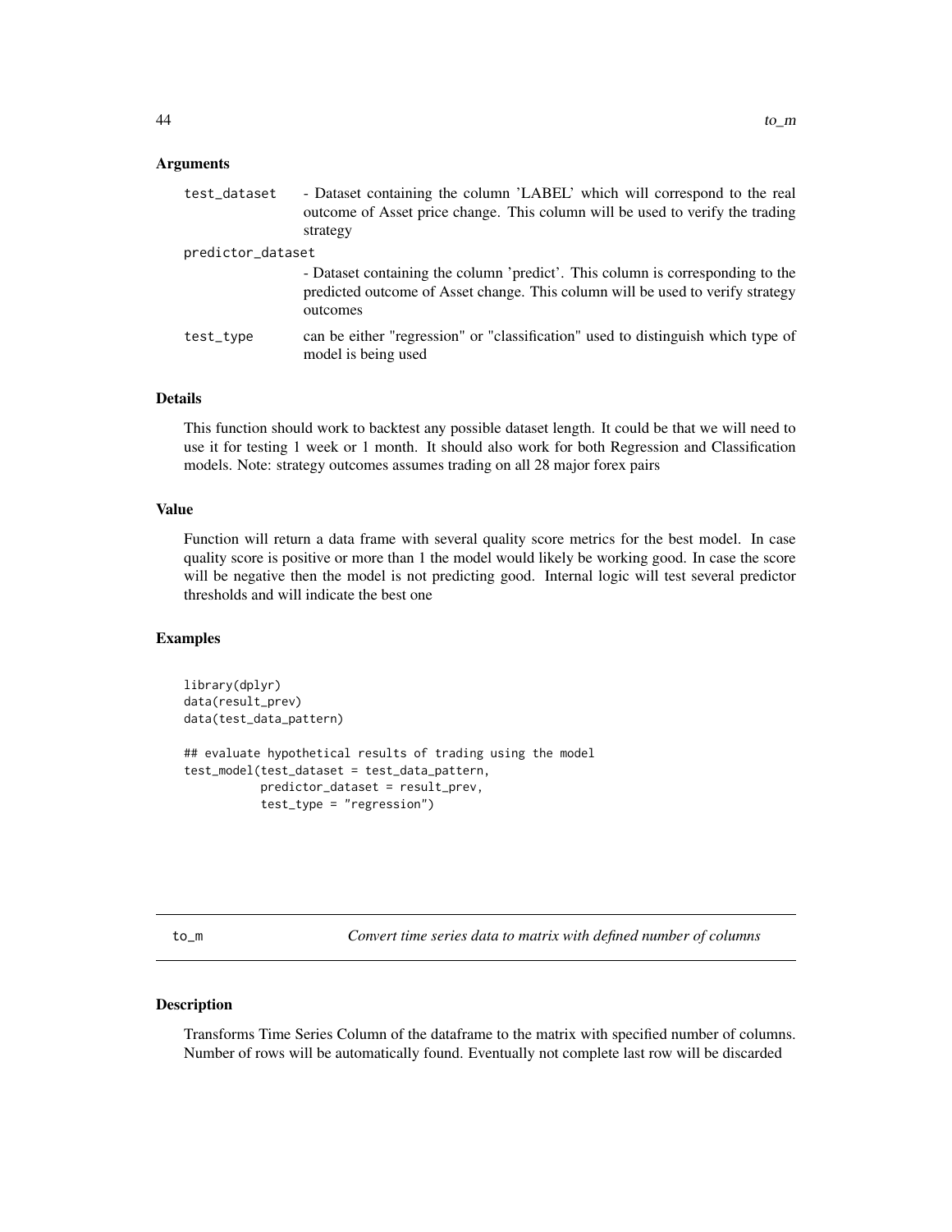### Arguments

test_dataset - Dataset containing the column 'LABEL' which will correspond to the real outcome of Asset price change. This column will be used to verify the trading strategy

predictor_dataset - Dataset containing the column 'predict'. This column is corresponding to the predicted outcome of Asset change. This column will be used to verify strategy outcomes

test_type can be either "regression" or "classification" used to distinguish which type of model is being used

### Details

This function should work to backtest any possible dataset length. It could be that we will need to use it for testing 1 week or 1 month. It should also work for both Regression and Classification models. Note: strategy outcomes assumes trading on all 28 major forex pairs

### Value

Function will return a data frame with several quality score metrics for the best model. In case quality score is positive or more than 1 the model would likely be working good. In case the score will be negative then the model is not predicting good. Internal logic will test several predictor thresholds and will indicate the best one

### Examples

```
library(dplyr)
data(result_prev)
data(test_data_pattern)

## evaluate hypothetical results of trading using the model
test_model(test_dataset = test_data_pattern,
           predictor_dataset = result_prev,
           test_type = "regression")
```

---

## to_m *Convert time series data to matrix with defined number of columns*

### Description

Transforms Time Series Column of the dataframe to the matrix with specified number of columns. Number of rows will be automatically found. Eventually not complete last row will be discarded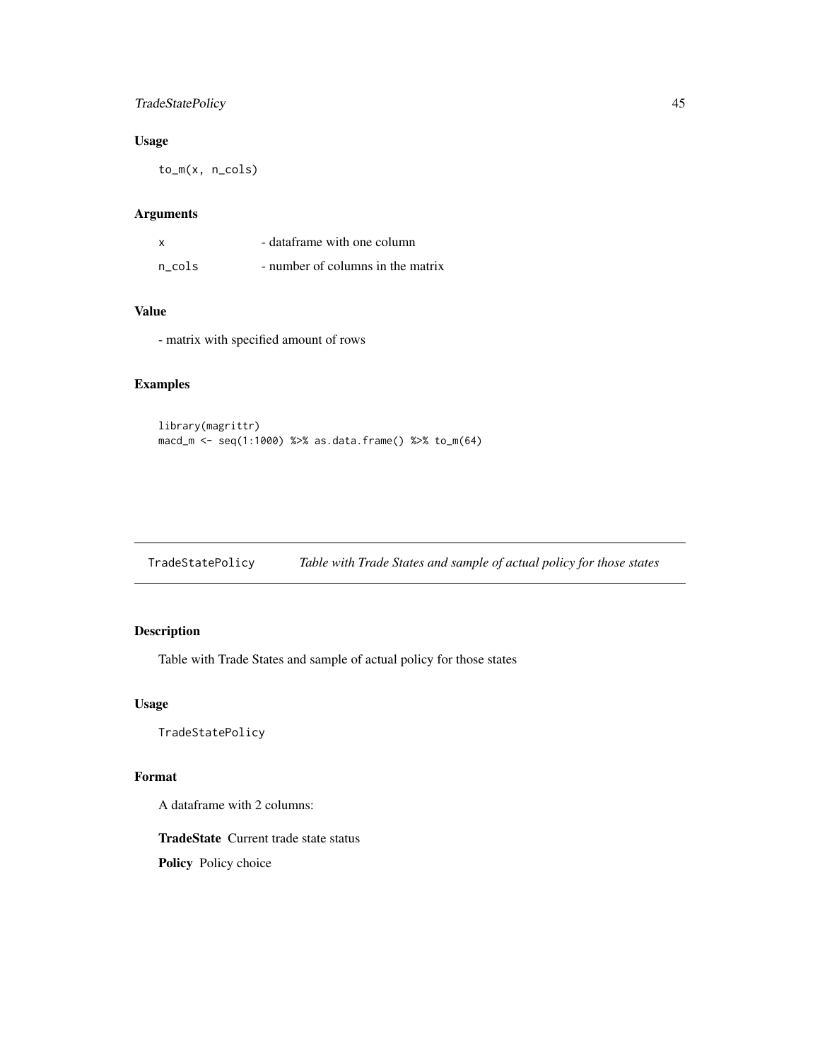### Usage

```
to_m(x, n_cols)
```

### Arguments

| | |
|---|---|
| x | - dataframe with one column |
| n_cols | - number of columns in the matrix |

### Value

- matrix with specified amount of rows

### Examples

```
library(magrittr)
macd_m <- seq(1:1000) %>% as.data.frame() %>% to_m(64)
```

---

## TradeStatePolicy *Table with Trade States and sample of actual policy for those states*

---

### Description

Table with Trade States and sample of actual policy for those states

### Usage

```
TradeStatePolicy
```

### Format

A dataframe with 2 columns:

**TradeState** Current trade state status

**Policy** Policy choice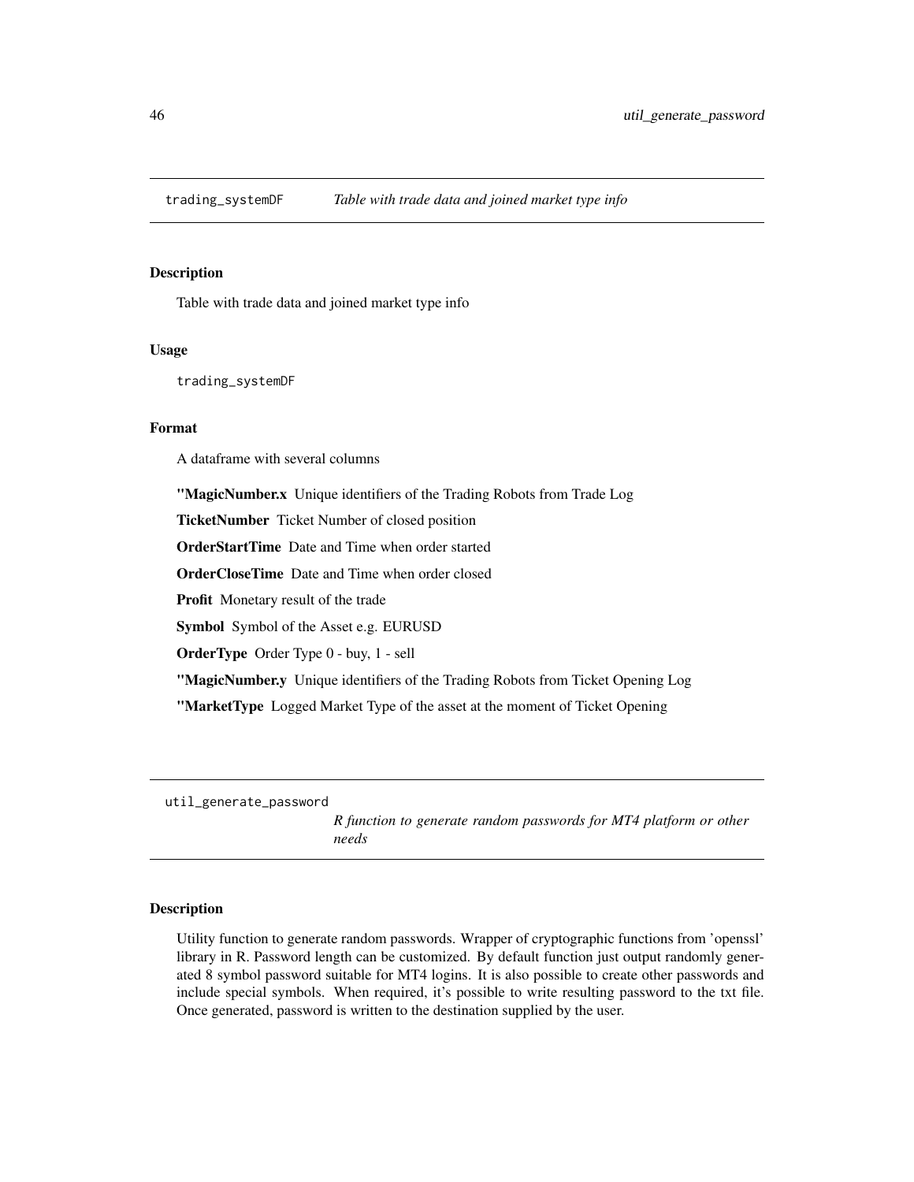## trading_systemDF *Table with trade data and joined market type info*

### Description

Table with trade data and joined market type info

### Usage

```
trading_systemDF
```

### Format

A dataframe with several columns

**"MagicNumber.x** Unique identifiers of the Trading Robots from Trade Log

**TicketNumber** Ticket Number of closed position

**OrderStartTime** Date and Time when order started

**OrderCloseTime** Date and Time when order closed

**Profit** Monetary result of the trade

**Symbol** Symbol of the Asset e.g. EURUSD

**OrderType** Order Type 0 - buy, 1 - sell

**"MagicNumber.y** Unique identifiers of the Trading Robots from Ticket Opening Log

**"MarketType** Logged Market Type of the asset at the moment of Ticket Opening

## util_generate_password *R function to generate random passwords for MT4 platform or other needs*

### Description

Utility function to generate random passwords. Wrapper of cryptographic functions from 'openssl' library in R. Password length can be customized. By default function just output randomly generated 8 symbol password suitable for MT4 logins. It is also possible to create other passwords and include special symbols. When required, it's possible to write resulting password to the txt file. Once generated, password is written to the destination supplied by the user.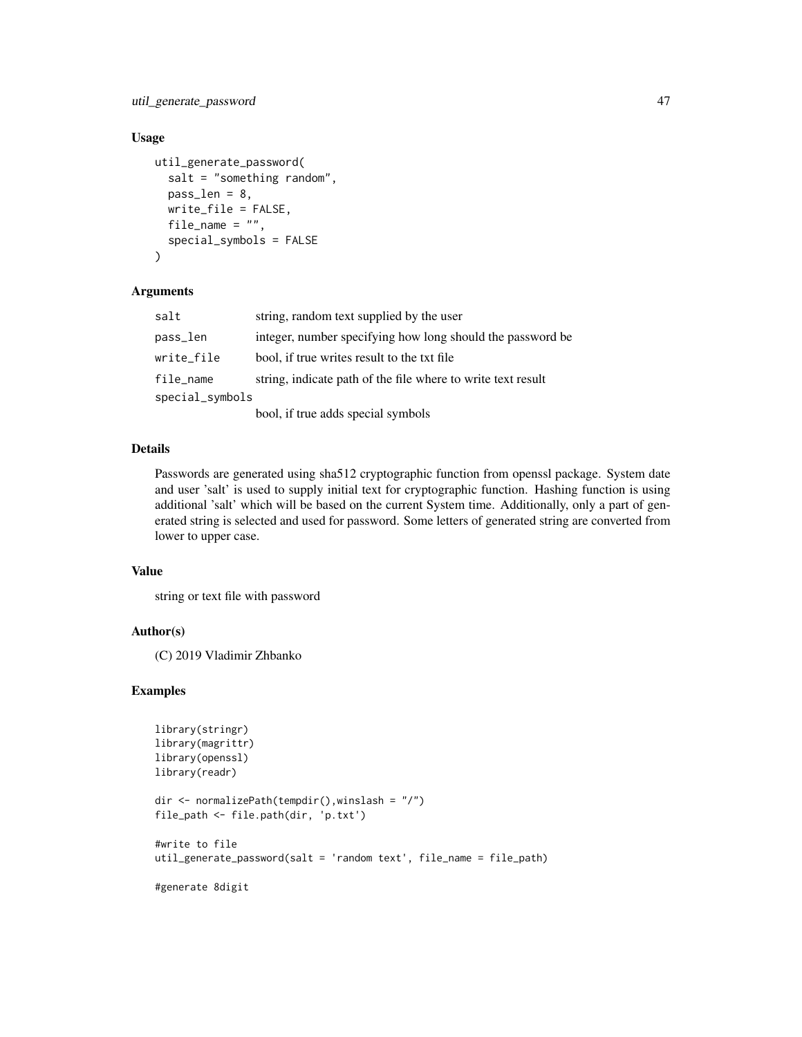### Usage

```
util_generate_password(
  salt = "something random",
  pass_len = 8,
  write_file = FALSE,
  file_name = "",
  special_symbols = FALSE
)
```

### Arguments

| | |
|---|---|
| salt | string, random text supplied by the user |
| pass_len | integer, number specifying how long should the password be |
| write_file | bool, if true writes result to the txt file |
| file_name | string, indicate path of the file where to write text result |
| special_symbols | bool, if true adds special symbols |

### Details

Passwords are generated using sha512 cryptographic function from openssl package. System date and user 'salt' is used to supply initial text for cryptographic function. Hashing function is using additional 'salt' which will be based on the current System time. Additionally, only a part of generated string is selected and used for password. Some letters of generated string are converted from lower to upper case.

### Value

string or text file with password

### Author(s)

(C) 2019 Vladimir Zhbanko

### Examples

```
library(stringr)
library(magrittr)
library(openssl)
library(readr)

dir <- normalizePath(tempdir(),winslash = "/")
file_path <- file.path(dir, 'p.txt')

#write to file
util_generate_password(salt = 'random text', file_name = file_path)

#generate 8digit
```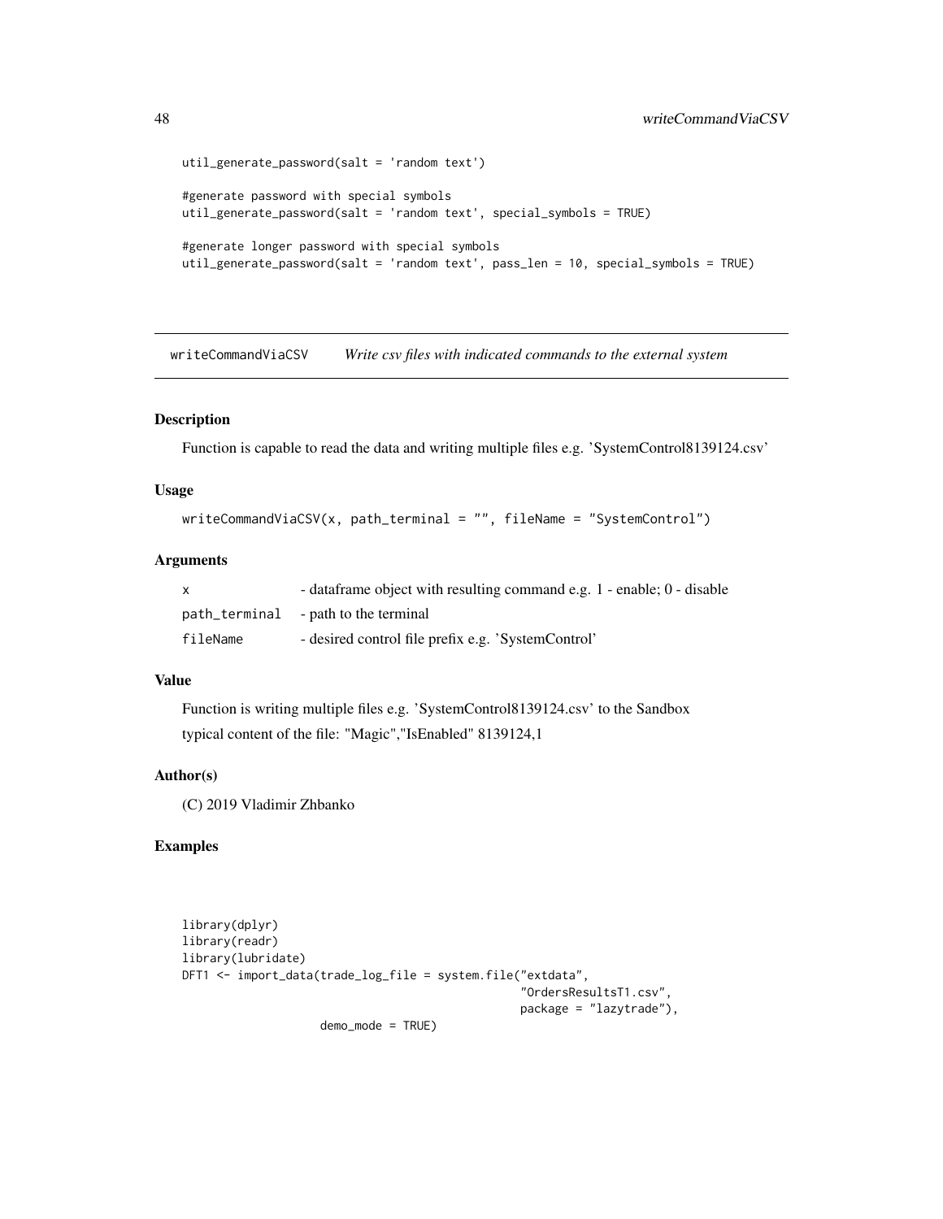```
util_generate_password(salt = 'random text')

#generate password with special symbols
util_generate_password(salt = 'random text', special_symbols = TRUE)

#generate longer password with special symbols
util_generate_password(salt = 'random text', pass_len = 10, special_symbols = TRUE)
```

## writeCommandViaCSV — *Write csv files with indicated commands to the external system*

### Description

Function is capable to read the data and writing multiple files e.g. 'SystemControl8139124.csv'

### Usage

```
writeCommandViaCSV(x, path_terminal = "", fileName = "SystemControl")
```

### Arguments

| | |
|---|---|
| x | - dataframe object with resulting command e.g. 1 - enable; 0 - disable |
| path_terminal | - path to the terminal |
| fileName | - desired control file prefix e.g. 'SystemControl' |

### Value

Function is writing multiple files e.g. 'SystemControl8139124.csv' to the Sandbox

typical content of the file: "Magic","IsEnabled" 8139124,1

### Author(s)

(C) 2019 Vladimir Zhbanko

### Examples

```
library(dplyr)
library(readr)
library(lubridate)
DFT1 <- import_data(trade_log_file = system.file("extdata",
                                                  "OrdersResultsT1.csv",
                                                  package = "lazytrade"),
                    demo_mode = TRUE)
```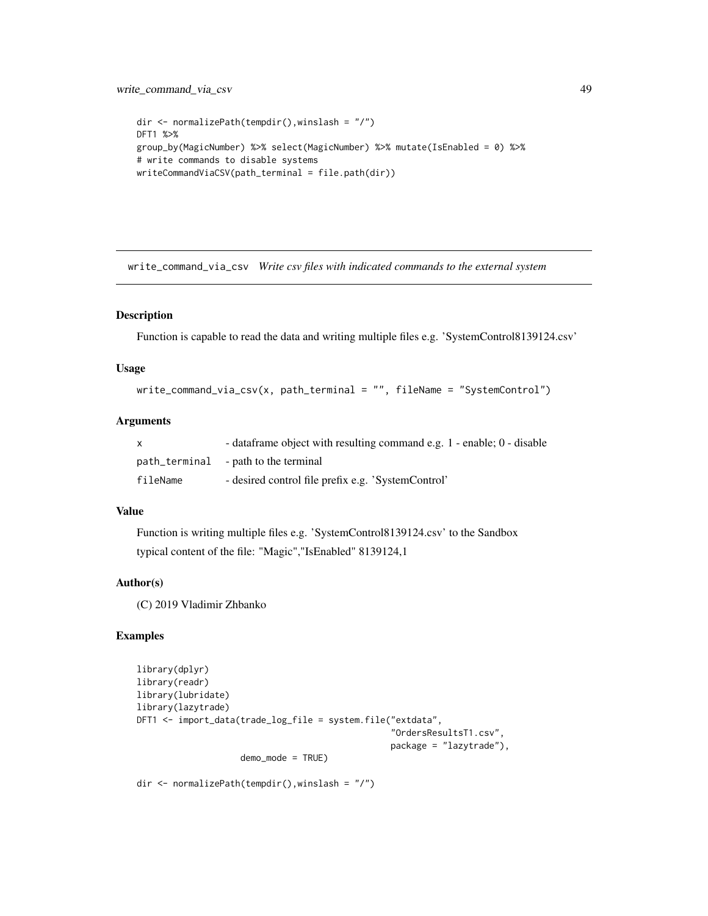```
dir <- normalizePath(tempdir(),winslash = "/")
DFT1 %>%
group_by(MagicNumber) %>% select(MagicNumber) %>% mutate(IsEnabled = 0) %>%
# write commands to disable systems
writeCommandViaCSV(path_terminal = file.path(dir))
```

---

## write_command_via_csv    *Write csv files with indicated commands to the external system*

---

### Description

Function is capable to read the data and writing multiple files e.g. 'SystemControl8139124.csv'

### Usage

```
write_command_via_csv(x, path_terminal = "", fileName = "SystemControl")
```

### Arguments

| | |
|---|---|
| `x` | - dataframe object with resulting command e.g. 1 - enable; 0 - disable |
| `path_terminal` | - path to the terminal |
| `fileName` | - desired control file prefix e.g. 'SystemControl' |

### Value

Function is writing multiple files e.g. 'SystemControl8139124.csv' to the Sandbox

typical content of the file: "Magic","IsEnabled" 8139124,1

### Author(s)

(C) 2019 Vladimir Zhbanko

### Examples

```
library(dplyr)
library(readr)
library(lubridate)
library(lazytrade)
DFT1 <- import_data(trade_log_file = system.file("extdata",
                                                  "OrdersResultsT1.csv",
                                                  package = "lazytrade"),
                    demo_mode = TRUE)

dir <- normalizePath(tempdir(),winslash = "/")
```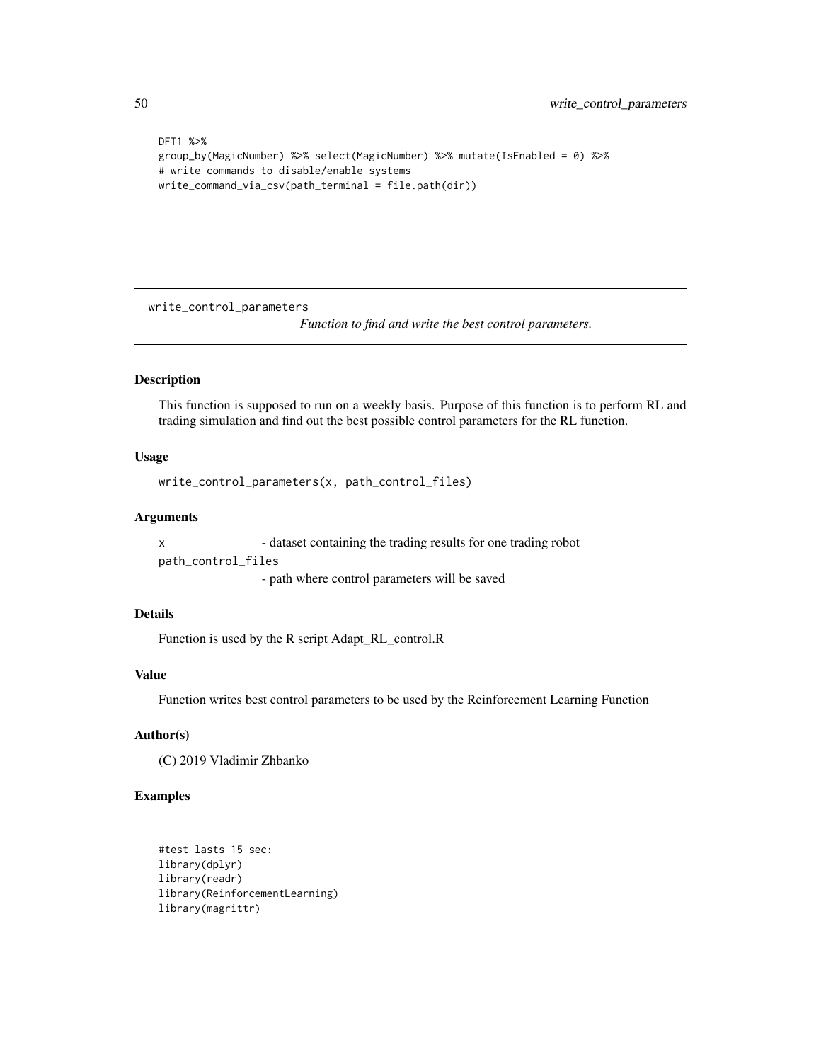```
DFT1 %>%
group_by(MagicNumber) %>% select(MagicNumber) %>% mutate(IsEnabled = 0) %>%
# write commands to disable/enable systems
write_command_via_csv(path_terminal = file.path(dir))
```

## write_control_parameters

*Function to find and write the best control parameters.*

### Description

This function is supposed to run on a weekly basis. Purpose of this function is to perform RL and trading simulation and find out the best possible control parameters for the RL function.

### Usage

```
write_control_parameters(x, path_control_files)
```

### Arguments

`x` - dataset containing the trading results for one trading robot

`path_control_files` - path where control parameters will be saved

### Details

Function is used by the R script Adapt_RL_control.R

### Value

Function writes best control parameters to be used by the Reinforcement Learning Function

### Author(s)

(C) 2019 Vladimir Zhbanko

### Examples

```
#test lasts 15 sec:
library(dplyr)
library(readr)
library(ReinforcementLearning)
library(magrittr)
```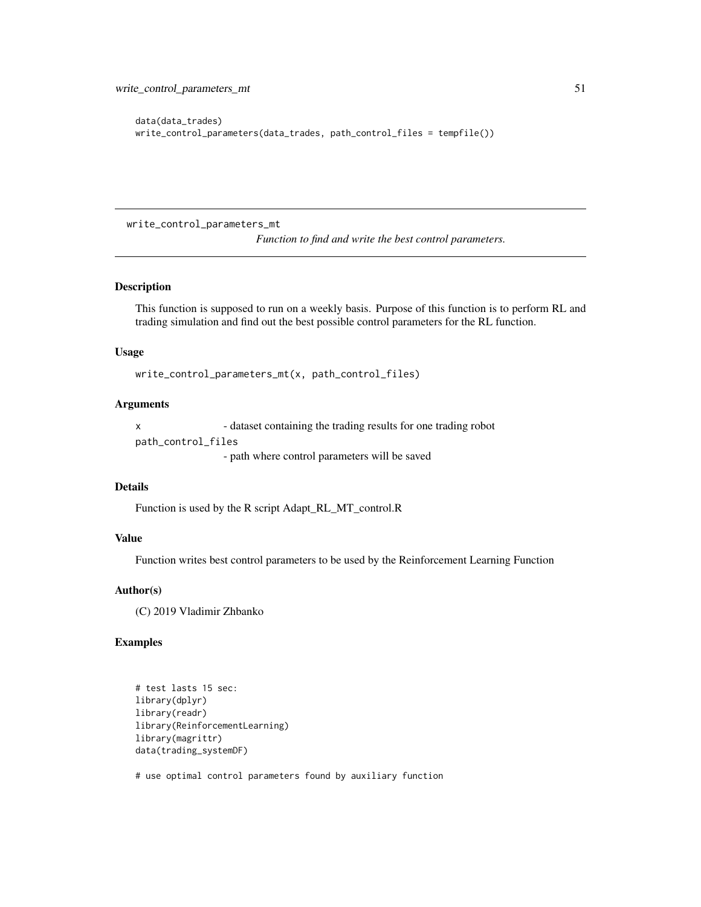```
data(data_trades)
write_control_parameters(data_trades, path_control_files = tempfile())
```

---

## write_control_parameters_mt

*Function to find and write the best control parameters.*

---

### Description

This function is supposed to run on a weekly basis. Purpose of this function is to perform RL and trading simulation and find out the best possible control parameters for the RL function.

### Usage

```
write_control_parameters_mt(x, path_control_files)
```

### Arguments

| | |
|---|---|
| x | - dataset containing the trading results for one trading robot |
| path_control_files | - path where control parameters will be saved |

### Details

Function is used by the R script Adapt_RL_MT_control.R

### Value

Function writes best control parameters to be used by the Reinforcement Learning Function

### Author(s)

(C) 2019 Vladimir Zhbanko

### Examples

```
# test lasts 15 sec:
library(dplyr)
library(readr)
library(ReinforcementLearning)
library(magrittr)
data(trading_systemDF)

# use optimal control parameters found by auxiliary function
```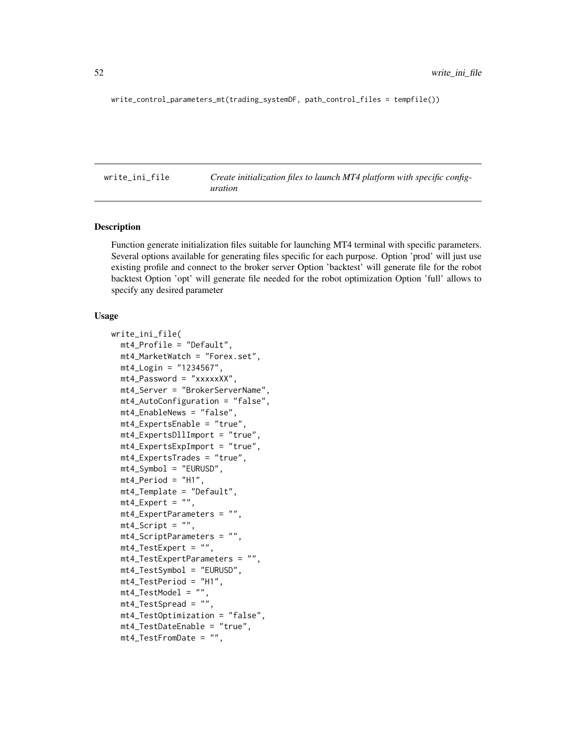```
write_control_parameters_mt(trading_systemDF, path_control_files = tempfile())
```

## write_ini_file — *Create initialization files to launch MT4 platform with specific configuration*

### Description

Function generate initialization files suitable for launching MT4 terminal with specific parameters. Several options available for generating files specific for each purpose. Option 'prod' will just use existing profile and connect to the broker server Option 'backtest' will generate file for the robot backtest Option 'opt' will generate file needed for the robot optimization Option 'full' allows to specify any desired parameter

### Usage

```
write_ini_file(
  mt4_Profile = "Default",
  mt4_MarketWatch = "Forex.set",
  mt4_Login = "1234567",
  mt4_Password = "xxxxxXX",
  mt4_Server = "BrokerServerName",
  mt4_AutoConfiguration = "false",
  mt4_EnableNews = "false",
  mt4_ExpertsEnable = "true",
  mt4_ExpertsDllImport = "true",
  mt4_ExpertsExpImport = "true",
  mt4_ExpertsTrades = "true",
  mt4_Symbol = "EURUSD",
  mt4_Period = "H1",
  mt4_Template = "Default",
  mt4_Expert = "",
  mt4_ExpertParameters = "",
  mt4_Script = "",
  mt4_ScriptParameters = "",
  mt4_TestExpert = "",
  mt4_TestExpertParameters = "",
  mt4_TestSymbol = "EURUSD",
  mt4_TestPeriod = "H1",
  mt4_TestModel = "",
  mt4_TestSpread = "",
  mt4_TestOptimization = "false",
  mt4_TestDateEnable = "true",
  mt4_TestFromDate = "",
```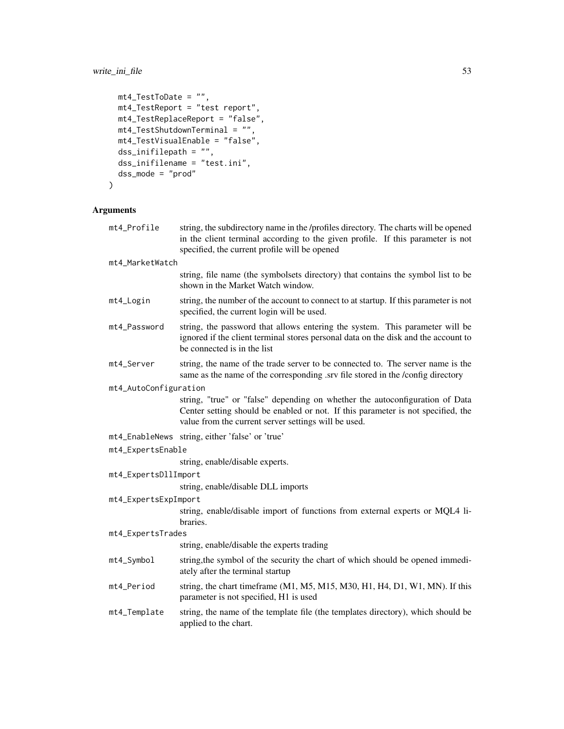```
  mt4_TestToDate = "",
  mt4_TestReport = "test report",
  mt4_TestReplaceReport = "false",
  mt4_TestShutdownTerminal = "",
  mt4_TestVisualEnable = "false",
  dss_inifilepath = "",
  dss_inifilename = "test.ini",
  dss_mode = "prod"
)
```

## Arguments

| | |
|---|---|
| mt4_Profile | string, the subdirectory name in the /profiles directory. The charts will be opened in the client terminal according to the given profile. If this parameter is not specified, the current profile will be opened |
| mt4_MarketWatch | string, file name (the symbolsets directory) that contains the symbol list to be shown in the Market Watch window. |
| mt4_Login | string, the number of the account to connect to at startup. If this parameter is not specified, the current login will be used. |
| mt4_Password | string, the password that allows entering the system. This parameter will be ignored if the client terminal stores personal data on the disk and the account to be connected is in the list |
| mt4_Server | string, the name of the trade server to be connected to. The server name is the same as the name of the corresponding .srv file stored in the /config directory |
| mt4_AutoConfiguration | string, "true" or "false" depending on whether the autoconfiguration of Data Center setting should be enabled or not. If this parameter is not specified, the value from the current server settings will be used. |
| mt4_EnableNews | string, either 'false' or 'true' |
| mt4_ExpertsEnable | string, enable/disable experts. |
| mt4_ExpertsDllImport | string, enable/disable DLL imports |
| mt4_ExpertsExpImport | string, enable/disable import of functions from external experts or MQL4 libraries. |
| mt4_ExpertsTrades | string, enable/disable the experts trading |
| mt4_Symbol | string,the symbol of the security the chart of which should be opened immediately after the terminal startup |
| mt4_Period | string, the chart timeframe (M1, M5, M15, M30, H1, H4, D1, W1, MN). If this parameter is not specified, H1 is used |
| mt4_Template | string, the name of the template file (the templates directory), which should be applied to the chart. |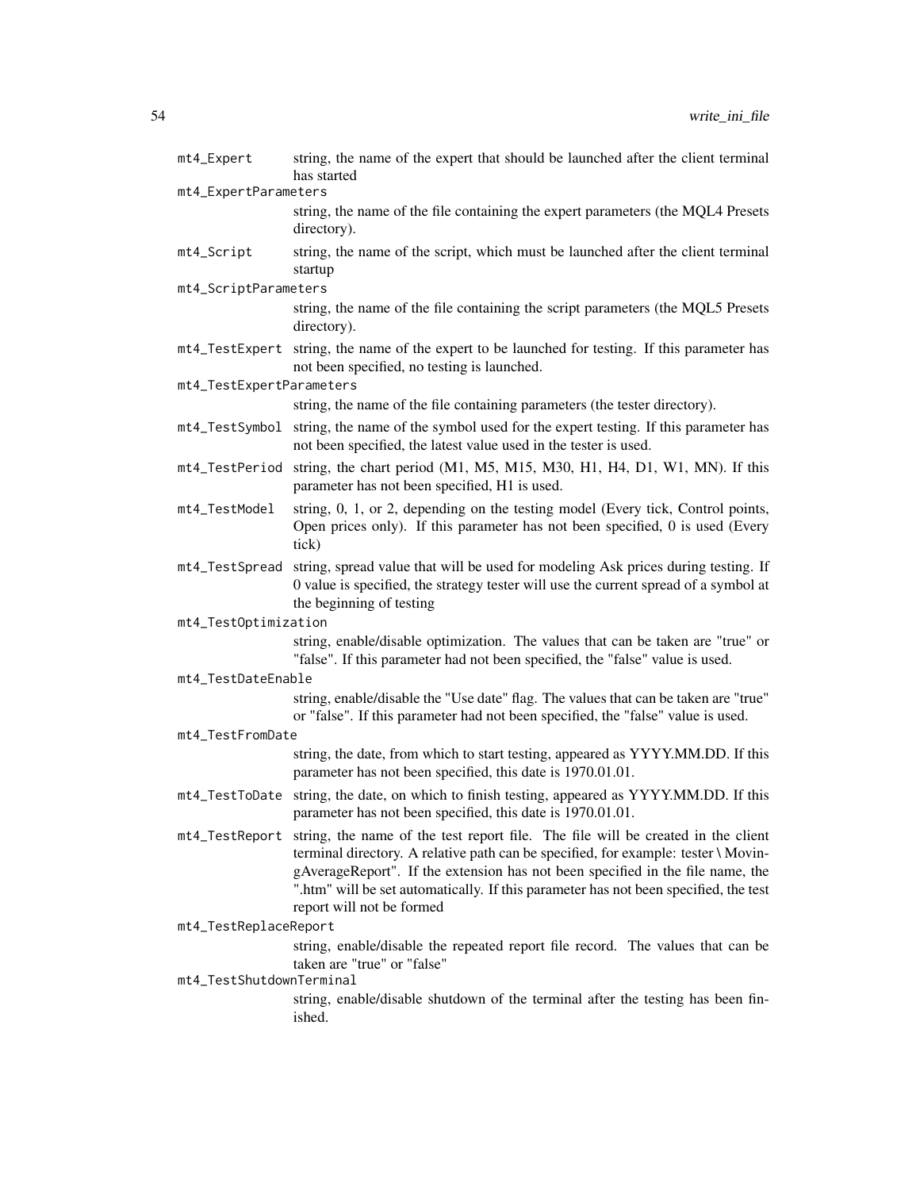mt4_Expert
: string, the name of the expert that should be launched after the client terminal has started

mt4_ExpertParameters
: string, the name of the file containing the expert parameters (the MQL4 Presets directory).

mt4_Script
: string, the name of the script, which must be launched after the client terminal startup

mt4_ScriptParameters
: string, the name of the file containing the script parameters (the MQL5 Presets directory).

mt4_TestExpert
: string, the name of the expert to be launched for testing. If this parameter has not been specified, no testing is launched.

mt4_TestExpertParameters
: string, the name of the file containing parameters (the tester directory).

mt4_TestSymbol
: string, the name of the symbol used for the expert testing. If this parameter has not been specified, the latest value used in the tester is used.

mt4_TestPeriod
: string, the chart period (M1, M5, M15, M30, H1, H4, D1, W1, MN). If this parameter has not been specified, H1 is used.

mt4_TestModel
: string, 0, 1, or 2, depending on the testing model (Every tick, Control points, Open prices only). If this parameter has not been specified, 0 is used (Every tick)

mt4_TestSpread
: string, spread value that will be used for modeling Ask prices during testing. If 0 value is specified, the strategy tester will use the current spread of a symbol at the beginning of testing

mt4_TestOptimization
: string, enable/disable optimization. The values that can be taken are "true" or "false". If this parameter had not been specified, the "false" value is used.

mt4_TestDateEnable
: string, enable/disable the "Use date" flag. The values that can be taken are "true" or "false". If this parameter had not been specified, the "false" value is used.

mt4_TestFromDate
: string, the date, from which to start testing, appeared as YYYY.MM.DD. If this parameter has not been specified, this date is 1970.01.01.

mt4_TestToDate
: string, the date, on which to finish testing, appeared as YYYY.MM.DD. If this parameter has not been specified, this date is 1970.01.01.

mt4_TestReport
: string, the name of the test report file. The file will be created in the client terminal directory. A relative path can be specified, for example: tester \ MovingAverageReport". If the extension has not been specified in the file name, the ".htm" will be set automatically. If this parameter has not been specified, the test report will not be formed

mt4_TestReplaceReport
: string, enable/disable the repeated report file record. The values that can be taken are "true" or "false"

mt4_TestShutdownTerminal
: string, enable/disable shutdown of the terminal after the testing has been finished.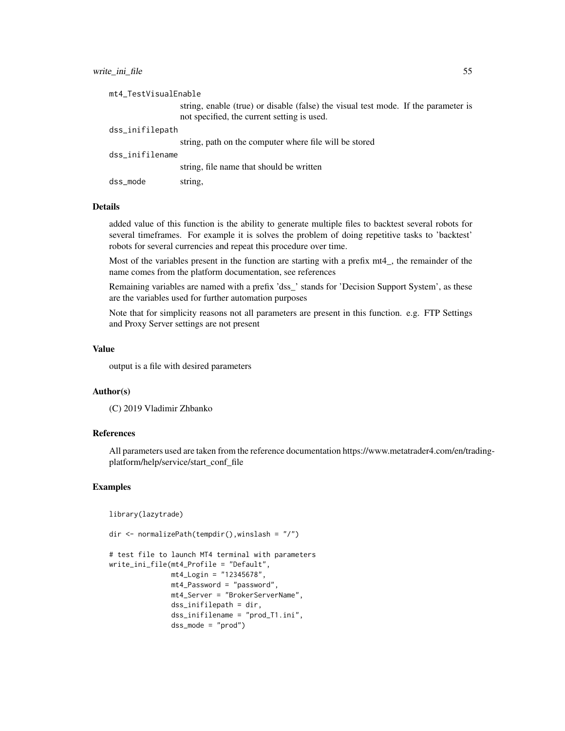mt4_TestVisualEnable
: string, enable (true) or disable (false) the visual test mode. If the parameter is not specified, the current setting is used.

dss_inifilepath
: string, path on the computer where file will be stored

dss_inifilename
: string, file name that should be written

dss_mode
: string,

### Details

added value of this function is the ability to generate multiple files to backtest several robots for several timeframes. For example it is solves the problem of doing repetitive tasks to 'backtest' robots for several currencies and repeat this procedure over time.

Most of the variables present in the function are starting with a prefix mt4_, the remainder of the name comes from the platform documentation, see references

Remaining variables are named with a prefix 'dss_' stands for 'Decision Support System', as these are the variables used for further automation purposes

Note that for simplicity reasons not all parameters are present in this function. e.g. FTP Settings and Proxy Server settings are not present

### Value

output is a file with desired parameters

### Author(s)

(C) 2019 Vladimir Zhbanko

### References

All parameters used are taken from the reference documentation https://www.metatrader4.com/en/trading-platform/help/service/start_conf_file

### Examples

```
library(lazytrade)

dir <- normalizePath(tempdir(),winslash = "/")

# test file to launch MT4 terminal with parameters
write_ini_file(mt4_Profile = "Default",
               mt4_Login = "12345678",
               mt4_Password = "password",
               mt4_Server = "BrokerServerName",
               dss_inifilepath = dir,
               dss_inifilename = "prod_T1.ini",
               dss_mode = "prod")
```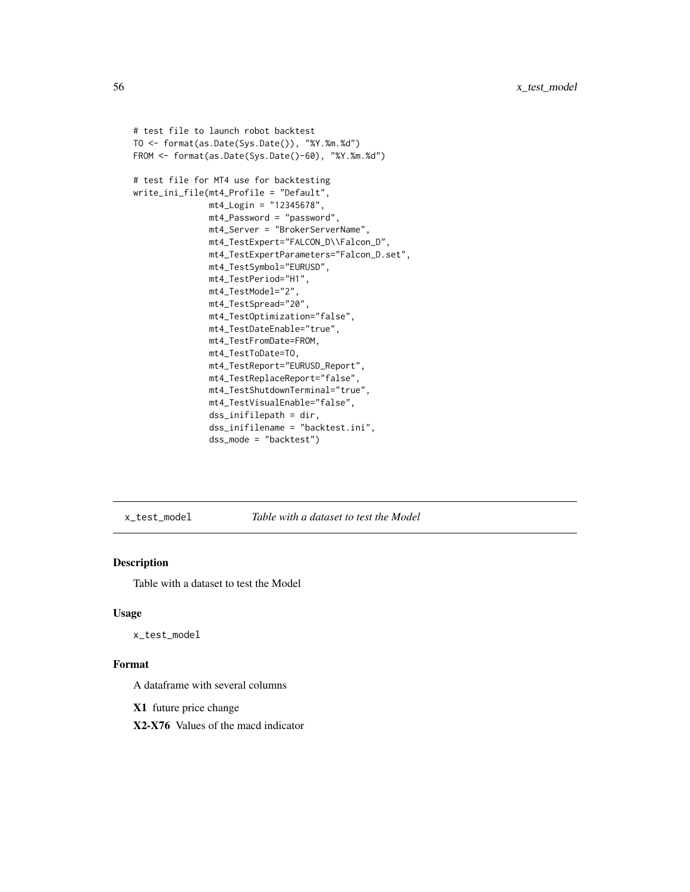```
# test file to launch robot backtest
TO <- format(as.Date(Sys.Date()), "%Y.%m.%d")
FROM <- format(as.Date(Sys.Date()-60), "%Y.%m.%d")

# test file for MT4 use for backtesting
write_ini_file(mt4_Profile = "Default",
               mt4_Login = "12345678",
               mt4_Password = "password",
               mt4_Server = "BrokerServerName",
               mt4_TestExpert="FALCON_D\\Falcon_D",
               mt4_TestExpertParameters="Falcon_D.set",
               mt4_TestSymbol="EURUSD",
               mt4_TestPeriod="H1",
               mt4_TestModel="2",
               mt4_TestSpread="20",
               mt4_TestOptimization="false",
               mt4_TestDateEnable="true",
               mt4_TestFromDate=FROM,
               mt4_TestToDate=TO,
               mt4_TestReport="EURUSD_Report",
               mt4_TestReplaceReport="false",
               mt4_TestShutdownTerminal="true",
               mt4_TestVisualEnable="false",
               dss_inifilepath = dir,
               dss_inifilename = "backtest.ini",
               dss_mode = "backtest")
```

## x_test_model    *Table with a dataset to test the Model*

### Description

Table with a dataset to test the Model

### Usage

```
x_test_model
```

### Format

A dataframe with several columns

**X1** future price change

**X2-X76** Values of the macd indicator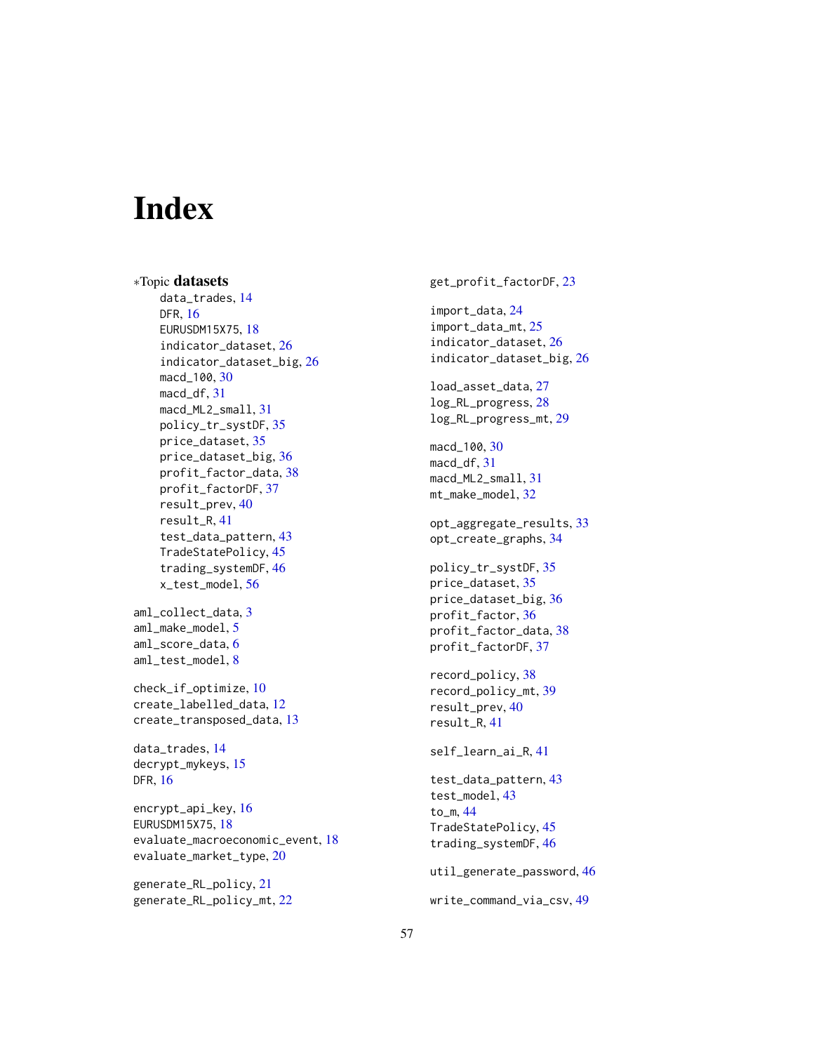# Index

∗Topic **datasets**

- data_trades, 14
- DFR, 16
- EURUSDM15X75, 18
- indicator_dataset, 26
- indicator_dataset_big, 26
- macd_100, 30
- macd_df, 31
- macd_ML2_small, 31
- policy_tr_systDF, 35
- price_dataset, 35
- price_dataset_big, 36
- profit_factor_data, 38
- profit_factorDF, 37
- result_prev, 40
- result_R, 41
- test_data_pattern, 43
- TradeStatePolicy, 45
- trading_systemDF, 46
- x_test_model, 56

aml_collect_data, 3
aml_make_model, 5
aml_score_data, 6
aml_test_model, 8

check_if_optimize, 10
create_labelled_data, 12
create_transposed_data, 13

data_trades, 14
decrypt_mykeys, 15
DFR, 16

encrypt_api_key, 16
EURUSDM15X75, 18
evaluate_macroeconomic_event, 18
evaluate_market_type, 20

generate_RL_policy, 21
generate_RL_policy_mt, 22
get_profit_factorDF, 23

import_data, 24
import_data_mt, 25
indicator_dataset, 26
indicator_dataset_big, 26

load_asset_data, 27
log_RL_progress, 28
log_RL_progress_mt, 29

macd_100, 30
macd_df, 31
macd_ML2_small, 31
mt_make_model, 32

opt_aggregate_results, 33
opt_create_graphs, 34

policy_tr_systDF, 35
price_dataset, 35
price_dataset_big, 36
profit_factor, 36
profit_factor_data, 38
profit_factorDF, 37

record_policy, 38
record_policy_mt, 39
result_prev, 40
result_R, 41

self_learn_ai_R, 41

test_data_pattern, 43
test_model, 43
to_m, 44
TradeStatePolicy, 45
trading_systemDF, 46

util_generate_password, 46

write_command_via_csv, 49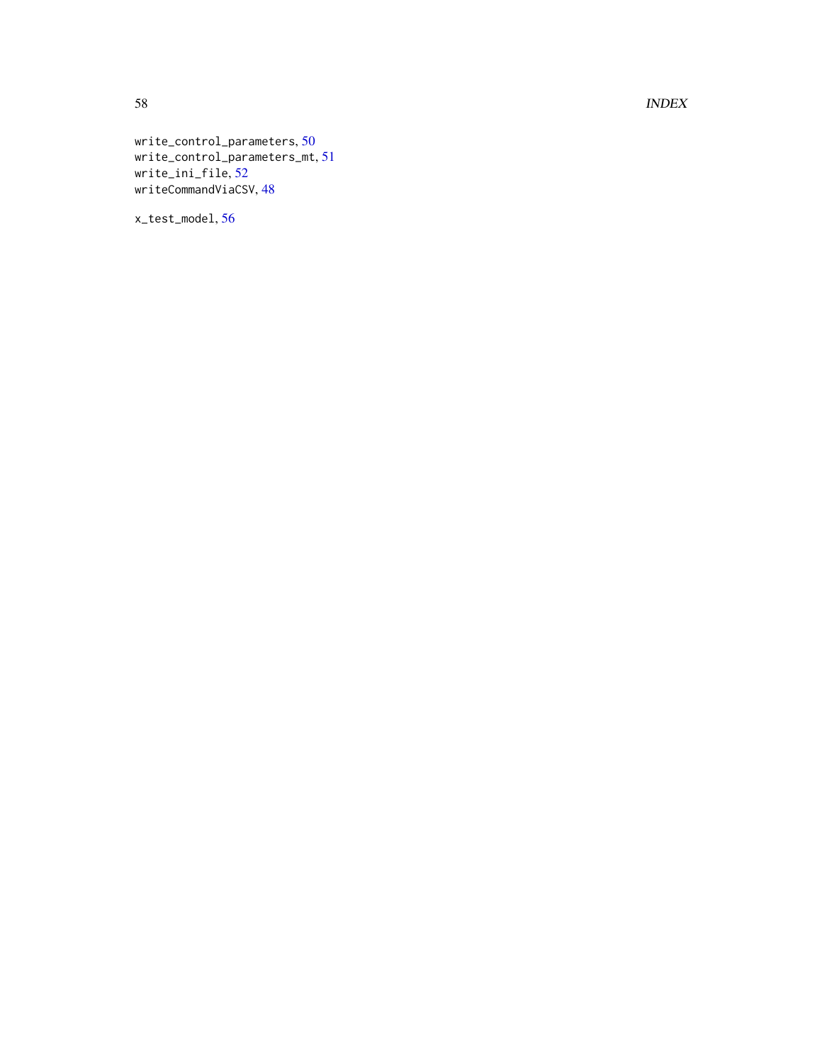write_control_parameters, 50
write_control_parameters_mt, 51
write_ini_file, 52
writeCommandViaCSV, 48

x_test_model, 56